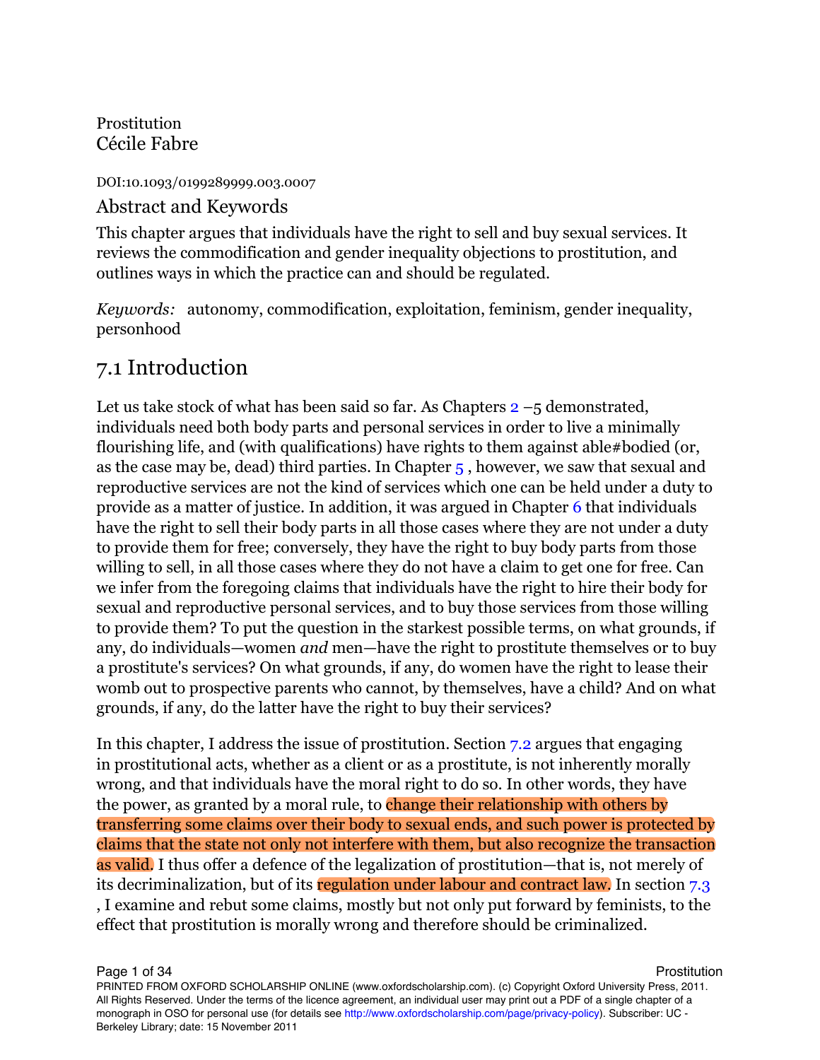Prostitution
Cécile Fabre

DOI:10.1093/0199289999.003.0007

## Abstract and Keywords

This chapter argues that individuals have the right to sell and buy sexual services. It reviews the commodification and gender inequality objections to prostitution, and outlines ways in which the practice can and should be regulated.

*Keywords:* autonomy, commodification, exploitation, feminism, gender inequality, personhood

## 7.1 Introduction

Let us take stock of what has been said so far. As Chapters 2 –5 demonstrated, individuals need both body parts and personal services in order to live a minimally flourishing life, and (with qualifications) have rights to them against able#bodied (or, as the case may be, dead) third parties. In Chapter 5 , however, we saw that sexual and reproductive services are not the kind of services which one can be held under a duty to provide as a matter of justice. In addition, it was argued in Chapter 6 that individuals have the right to sell their body parts in all those cases where they are not under a duty to provide them for free; conversely, they have the right to buy body parts from those willing to sell, in all those cases where they do not have a claim to get one for free. Can we infer from the foregoing claims that individuals have the right to hire their body for sexual and reproductive personal services, and to buy those services from those willing to provide them? To put the question in the starkest possible terms, on what grounds, if any, do individuals—women *and* men—have the right to prostitute themselves or to buy a prostitute's services? On what grounds, if any, do women have the right to lease their womb out to prospective parents who cannot, by themselves, have a child? And on what grounds, if any, do the latter have the right to buy their services?

In this chapter, I address the issue of prostitution. Section 7.2 argues that engaging in prostitutional acts, whether as a client or as a prostitute, is not inherently morally wrong, and that individuals have the moral right to do so. In other words, they have the power, as granted by a moral rule, to change their relationship with others by transferring some claims over their body to sexual ends, and such power is protected by claims that the state not only not interfere with them, but also recognize the transaction as valid. I thus offer a defence of the legalization of prostitution—that is, not merely of its decriminalization, but of its regulation under labour and contract law. In section 7.3 , I examine and rebut some claims, mostly but not only put forward by feminists, to the effect that prostitution is morally wrong and therefore should be criminalized.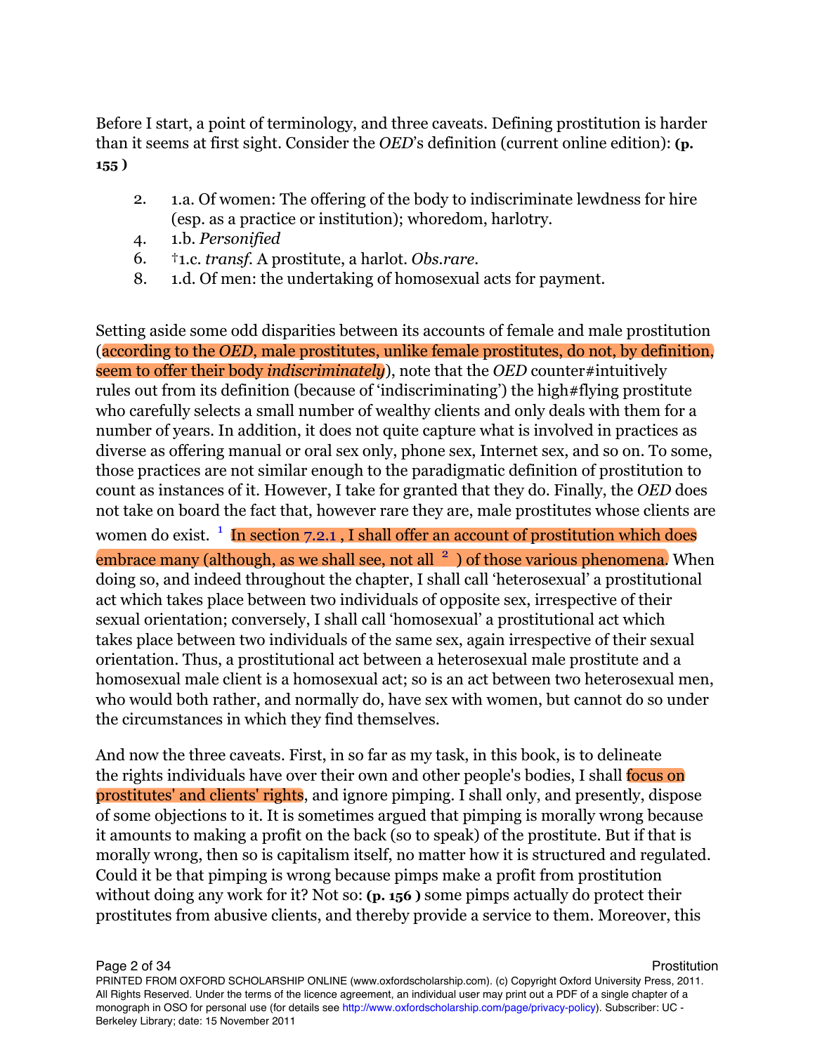Before I start, a point of terminology, and three caveats. Defining prostitution is harder than it seems at first sight. Consider the *OED*'s definition (current online edition): **(p. 155 )**

2. 1.a. Of women: The offering of the body to indiscriminate lewdness for hire (esp. as a practice or institution); whoredom, harlotry.
4. 1.b. *Personified*
6. †1.c. *transf.* A prostitute, a harlot. *Obs.rare.*
8. 1.d. Of men: the undertaking of homosexual acts for payment.

Setting aside some odd disparities between its accounts of female and male prostitution (according to the *OED*, male prostitutes, unlike female prostitutes, do not, by definition, seem to offer their body *indiscriminately*), note that the *OED* counter#intuitively rules out from its definition (because of 'indiscriminating') the high#flying prostitute who carefully selects a small number of wealthy clients and only deals with them for a number of years. In addition, it does not quite capture what is involved in practices as diverse as offering manual or oral sex only, phone sex, Internet sex, and so on. To some, those practices are not similar enough to the paradigmatic definition of prostitution to count as instances of it. However, I take for granted that they do. Finally, the *OED* does not take on board the fact that, however rare they are, male prostitutes whose clients are women do exist. [1] In section 7.2.1 , I shall offer an account of prostitution which does embrace many (although, as we shall see, not all [2] ) of those various phenomena. When doing so, and indeed throughout the chapter, I shall call 'heterosexual' a prostitutional act which takes place between two individuals of opposite sex, irrespective of their sexual orientation; conversely, I shall call 'homosexual' a prostitutional act which takes place between two individuals of the same sex, again irrespective of their sexual orientation. Thus, a prostitutional act between a heterosexual male prostitute and a homosexual male client is a homosexual act; so is an act between two heterosexual men, who would both rather, and normally do, have sex with women, but cannot do so under the circumstances in which they find themselves.

And now the three caveats. First, in so far as my task, in this book, is to delineate the rights individuals have over their own and other people's bodies, I shall focus on prostitutes' and clients' rights, and ignore pimping. I shall only, and presently, dispose of some objections to it. It is sometimes argued that pimping is morally wrong because it amounts to making a profit on the back (so to speak) of the prostitute. But if that is morally wrong, then so is capitalism itself, no matter how it is structured and regulated. Could it be that pimping is wrong because pimps make a profit from prostitution without doing any work for it? Not so: **(p. 156 )** some pimps actually do protect their prostitutes from abusive clients, and thereby provide a service to them. Moreover, this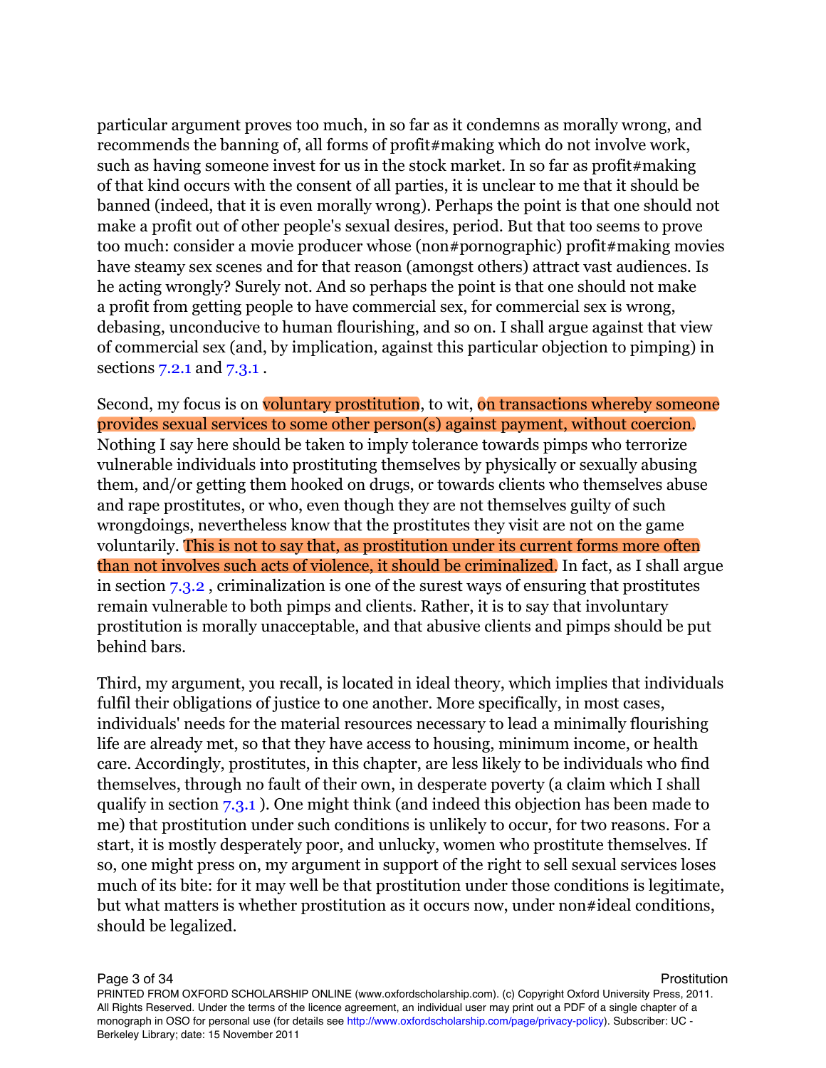particular argument proves too much, in so far as it condemns as morally wrong, and recommends the banning of, all forms of profit#making which do not involve work, such as having someone invest for us in the stock market. In so far as profit#making of that kind occurs with the consent of all parties, it is unclear to me that it should be banned (indeed, that it is even morally wrong). Perhaps the point is that one should not make a profit out of other people's sexual desires, period. But that too seems to prove too much: consider a movie producer whose (non#pornographic) profit#making movies have steamy sex scenes and for that reason (amongst others) attract vast audiences. Is he acting wrongly? Surely not. And so perhaps the point is that one should not make a profit from getting people to have commercial sex, for commercial sex is wrong, debasing, unconducive to human flourishing, and so on. I shall argue against that view of commercial sex (and, by implication, against this particular objection to pimping) in sections 7.2.1 and 7.3.1 .

Second, my focus is on voluntary prostitution, to wit, on transactions whereby someone provides sexual services to some other person(s) against payment, without coercion. Nothing I say here should be taken to imply tolerance towards pimps who terrorize vulnerable individuals into prostituting themselves by physically or sexually abusing them, and/or getting them hooked on drugs, or towards clients who themselves abuse and rape prostitutes, or who, even though they are not themselves guilty of such wrongdoings, nevertheless know that the prostitutes they visit are not on the game voluntarily. This is not to say that, as prostitution under its current forms more often than not involves such acts of violence, it should be criminalized. In fact, as I shall argue in section 7.3.2 , criminalization is one of the surest ways of ensuring that prostitutes remain vulnerable to both pimps and clients. Rather, it is to say that involuntary prostitution is morally unacceptable, and that abusive clients and pimps should be put behind bars.

Third, my argument, you recall, is located in ideal theory, which implies that individuals fulfil their obligations of justice to one another. More specifically, in most cases, individuals' needs for the material resources necessary to lead a minimally flourishing life are already met, so that they have access to housing, minimum income, or health care. Accordingly, prostitutes, in this chapter, are less likely to be individuals who find themselves, through no fault of their own, in desperate poverty (a claim which I shall qualify in section 7.3.1 ). One might think (and indeed this objection has been made to me) that prostitution under such conditions is unlikely to occur, for two reasons. For a start, it is mostly desperately poor, and unlucky, women who prostitute themselves. If so, one might press on, my argument in support of the right to sell sexual services loses much of its bite: for it may well be that prostitution under those conditions is legitimate, but what matters is whether prostitution as it occurs now, under non#ideal conditions, should be legalized.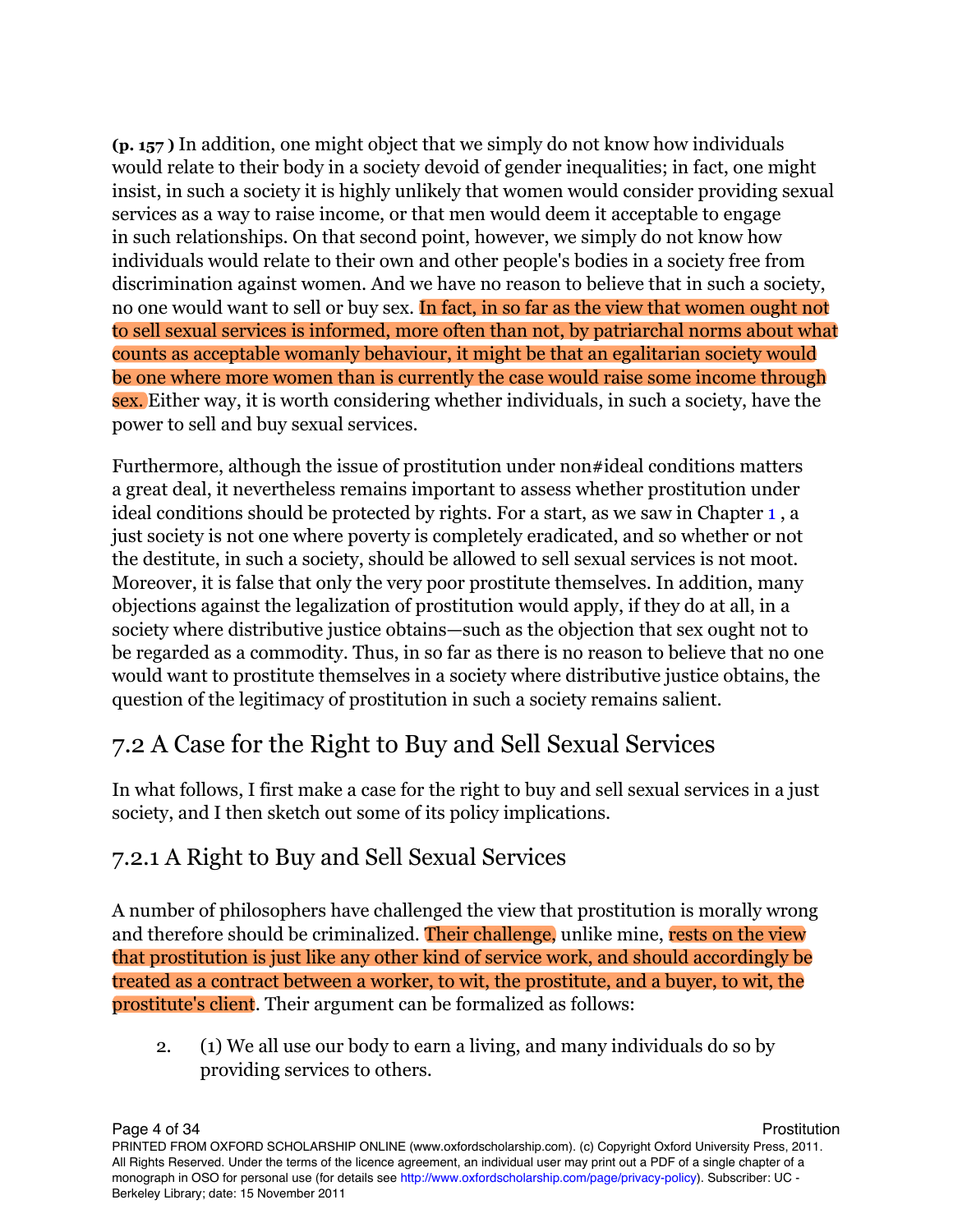(p. 157 ) In addition, one might object that we simply do not know how individuals would relate to their body in a society devoid of gender inequalities; in fact, one might insist, in such a society it is highly unlikely that women would consider providing sexual services as a way to raise income, or that men would deem it acceptable to engage in such relationships. On that second point, however, we simply do not know how individuals would relate to their own and other people's bodies in a society free from discrimination against women. And we have no reason to believe that in such a society, no one would want to sell or buy sex. In fact, in so far as the view that women ought not to sell sexual services is informed, more often than not, by patriarchal norms about what counts as acceptable womanly behaviour, it might be that an egalitarian society would be one where more women than is currently the case would raise some income through sex. Either way, it is worth considering whether individuals, in such a society, have the power to sell and buy sexual services.

Furthermore, although the issue of prostitution under non#ideal conditions matters a great deal, it nevertheless remains important to assess whether prostitution under ideal conditions should be protected by rights. For a start, as we saw in Chapter 1 , a just society is not one where poverty is completely eradicated, and so whether or not the destitute, in such a society, should be allowed to sell sexual services is not moot. Moreover, it is false that only the very poor prostitute themselves. In addition, many objections against the legalization of prostitution would apply, if they do at all, in a society where distributive justice obtains—such as the objection that sex ought not to be regarded as a commodity. Thus, in so far as there is no reason to believe that no one would want to prostitute themselves in a society where distributive justice obtains, the question of the legitimacy of prostitution in such a society remains salient.

## 7.2 A Case for the Right to Buy and Sell Sexual Services

In what follows, I first make a case for the right to buy and sell sexual services in a just society, and I then sketch out some of its policy implications.

### 7.2.1 A Right to Buy and Sell Sexual Services

A number of philosophers have challenged the view that prostitution is morally wrong and therefore should be criminalized. Their challenge, unlike mine, rests on the view that prostitution is just like any other kind of service work, and should accordingly be treated as a contract between a worker, to wit, the prostitute, and a buyer, to wit, the prostitute's client. Their argument can be formalized as follows:

2. (1) We all use our body to earn a living, and many individuals do so by providing services to others.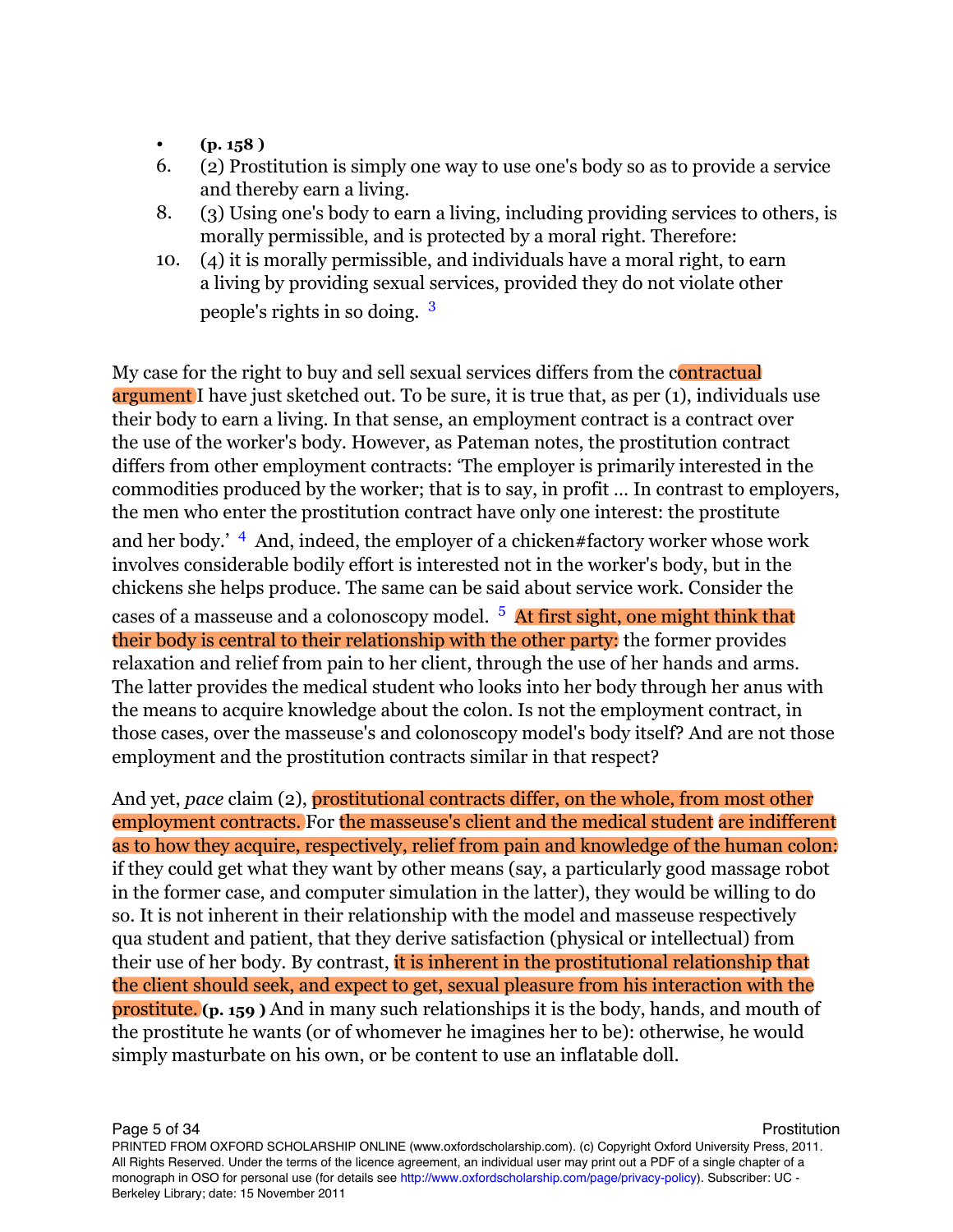- **(p. 158 )**

6. (2) Prostitution is simply one way to use one's body so as to provide a service and thereby earn a living.
8. (3) Using one's body to earn a living, including providing services to others, is morally permissible, and is protected by a moral right. Therefore:
10. (4) it is morally permissible, and individuals have a moral right, to earn a living by providing sexual services, provided they do not violate other people's rights in so doing. [3]

My case for the right to buy and sell sexual services differs from the contractual argument I have just sketched out. To be sure, it is true that, as per (1), individuals use their body to earn a living. In that sense, an employment contract is a contract over the use of the worker's body. However, as Pateman notes, the prostitution contract differs from other employment contracts: 'The employer is primarily interested in the commodities produced by the worker; that is to say, in profit … In contrast to employers, the men who enter the prostitution contract have only one interest: the prostitute and her body.' [4] And, indeed, the employer of a chicken#factory worker whose work involves considerable bodily effort is interested not in the worker's body, but in the chickens she helps produce. The same can be said about service work. Consider the cases of a masseuse and a colonoscopy model. [5] At first sight, one might think that their body is central to their relationship with the other party: the former provides relaxation and relief from pain to her client, through the use of her hands and arms. The latter provides the medical student who looks into her body through her anus with the means to acquire knowledge about the colon. Is not the employment contract, in those cases, over the masseuse's and colonoscopy model's body itself? And are not those employment and the prostitution contracts similar in that respect?

And yet, *pace* claim (2), prostitutional contracts differ, on the whole, from most other employment contracts. For the masseuse's client and the medical student are indifferent as to how they acquire, respectively, relief from pain and knowledge of the human colon: if they could get what they want by other means (say, a particularly good massage robot in the former case, and computer simulation in the latter), they would be willing to do so. It is not inherent in their relationship with the model and masseuse respectively qua student and patient, that they derive satisfaction (physical or intellectual) from their use of her body. By contrast, it is inherent in the prostitutional relationship that the client should seek, and expect to get, sexual pleasure from his interaction with the prostitute. **(p. 159 )** And in many such relationships it is the body, hands, and mouth of the prostitute he wants (or of whomever he imagines her to be): otherwise, he would simply masturbate on his own, or be content to use an inflatable doll.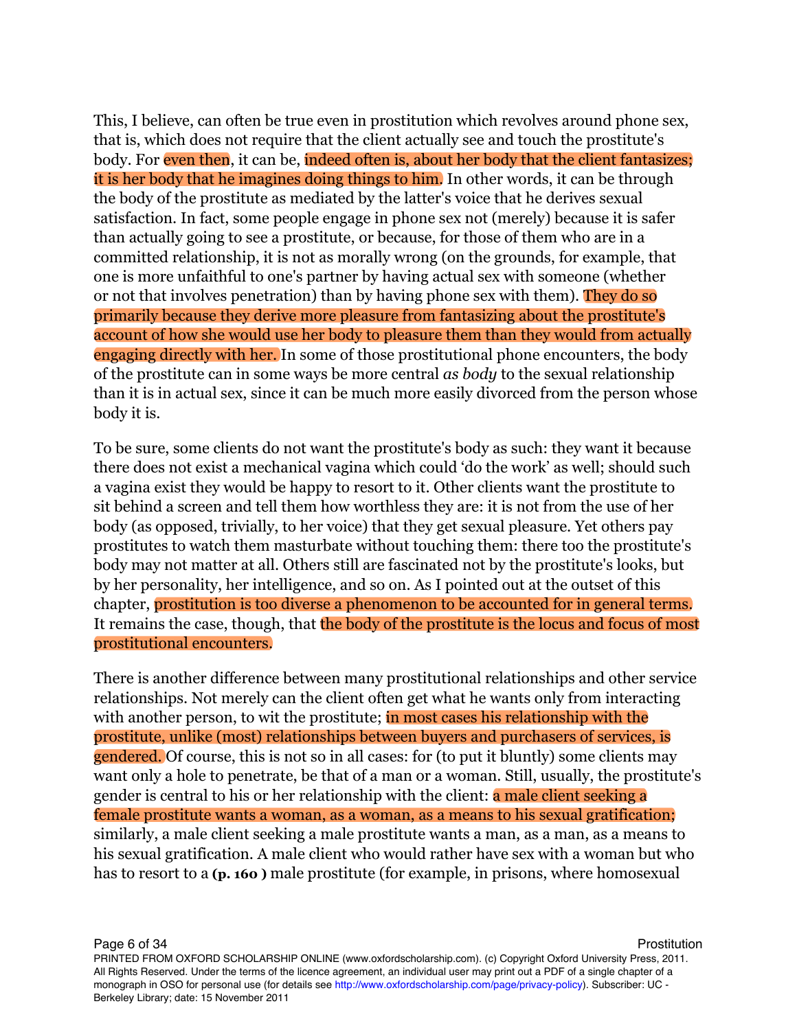This, I believe, can often be true even in prostitution which revolves around phone sex, that is, which does not require that the client actually see and touch the prostitute's body. For even then, it can be, indeed often is, about her body that the client fantasizes; it is her body that he imagines doing things to him. In other words, it can be through the body of the prostitute as mediated by the latter's voice that he derives sexual satisfaction. In fact, some people engage in phone sex not (merely) because it is safer than actually going to see a prostitute, or because, for those of them who are in a committed relationship, it is not as morally wrong (on the grounds, for example, that one is more unfaithful to one's partner by having actual sex with someone (whether or not that involves penetration) than by having phone sex with them). They do so primarily because they derive more pleasure from fantasizing about the prostitute's account of how she would use her body to pleasure them than they would from actually engaging directly with her. In some of those prostitutional phone encounters, the body of the prostitute can in some ways be more central *as body* to the sexual relationship than it is in actual sex, since it can be much more easily divorced from the person whose body it is.

To be sure, some clients do not want the prostitute's body as such: they want it because there does not exist a mechanical vagina which could 'do the work' as well; should such a vagina exist they would be happy to resort to it. Other clients want the prostitute to sit behind a screen and tell them how worthless they are: it is not from the use of her body (as opposed, trivially, to her voice) that they get sexual pleasure. Yet others pay prostitutes to watch them masturbate without touching them: there too the prostitute's body may not matter at all. Others still are fascinated not by the prostitute's looks, but by her personality, her intelligence, and so on. As I pointed out at the outset of this chapter, prostitution is too diverse a phenomenon to be accounted for in general terms. It remains the case, though, that the body of the prostitute is the locus and focus of most prostitutional encounters.

There is another difference between many prostitutional relationships and other service relationships. Not merely can the client often get what he wants only from interacting with another person, to wit the prostitute; in most cases his relationship with the prostitute, unlike (most) relationships between buyers and purchasers of services, is gendered. Of course, this is not so in all cases: for (to put it bluntly) some clients may want only a hole to penetrate, be that of a man or a woman. Still, usually, the prostitute's gender is central to his or her relationship with the client: a male client seeking a female prostitute wants a woman, as a woman, as a means to his sexual gratification; similarly, a male client seeking a male prostitute wants a man, as a man, as a means to his sexual gratification. A male client who would rather have sex with a woman but who has to resort to a **(p. 160 )** male prostitute (for example, in prisons, where homosexual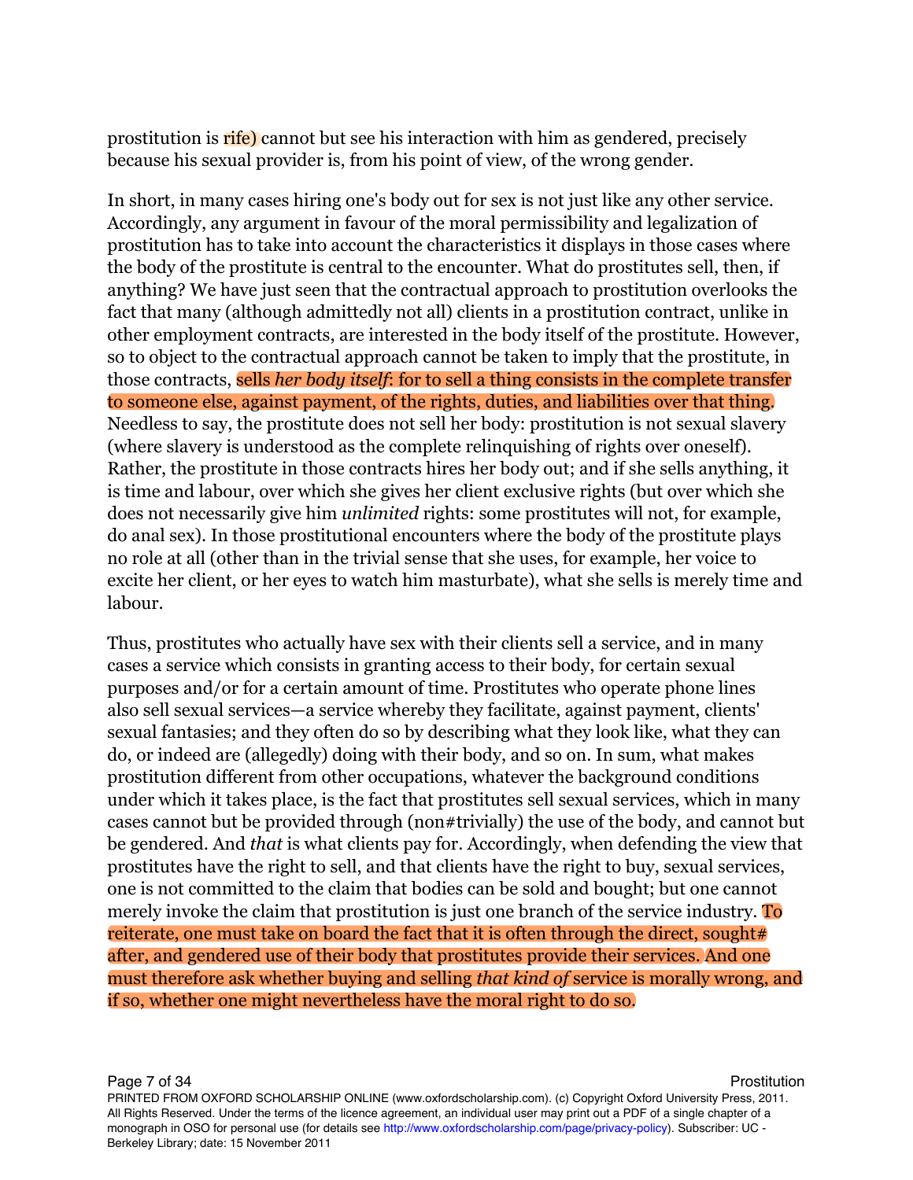prostitution is rife) cannot but see his interaction with him as gendered, precisely because his sexual provider is, from his point of view, of the wrong gender.

In short, in many cases hiring one's body out for sex is not just like any other service. Accordingly, any argument in favour of the moral permissibility and legalization of prostitution has to take into account the characteristics it displays in those cases where the body of the prostitute is central to the encounter. What do prostitutes sell, then, if anything? We have just seen that the contractual approach to prostitution overlooks the fact that many (although admittedly not all) clients in a prostitution contract, unlike in other employment contracts, are interested in the body itself of the prostitute. However, so to object to the contractual approach cannot be taken to imply that the prostitute, in those contracts, sells *her body itself*: for to sell a thing consists in the complete transfer to someone else, against payment, of the rights, duties, and liabilities over that thing. Needless to say, the prostitute does not sell her body: prostitution is not sexual slavery (where slavery is understood as the complete relinquishing of rights over oneself). Rather, the prostitute in those contracts hires her body out; and if she sells anything, it is time and labour, over which she gives her client exclusive rights (but over which she does not necessarily give him *unlimited* rights: some prostitutes will not, for example, do anal sex). In those prostitutional encounters where the body of the prostitute plays no role at all (other than in the trivial sense that she uses, for example, her voice to excite her client, or her eyes to watch him masturbate), what she sells is merely time and labour.

Thus, prostitutes who actually have sex with their clients sell a service, and in many cases a service which consists in granting access to their body, for certain sexual purposes and/or for a certain amount of time. Prostitutes who operate phone lines also sell sexual services—a service whereby they facilitate, against payment, clients' sexual fantasies; and they often do so by describing what they look like, what they can do, or indeed are (allegedly) doing with their body, and so on. In sum, what makes prostitution different from other occupations, whatever the background conditions under which it takes place, is the fact that prostitutes sell sexual services, which in many cases cannot but be provided through (non#trivially) the use of the body, and cannot but be gendered. And *that* is what clients pay for. Accordingly, when defending the view that prostitutes have the right to sell, and that clients have the right to buy, sexual services, one is not committed to the claim that bodies can be sold and bought; but one cannot merely invoke the claim that prostitution is just one branch of the service industry. To reiterate, one must take on board the fact that it is often through the direct, sought#after, and gendered use of their body that prostitutes provide their services. And one must therefore ask whether buying and selling *that kind of* service is morally wrong, and if so, whether one might nevertheless have the moral right to do so.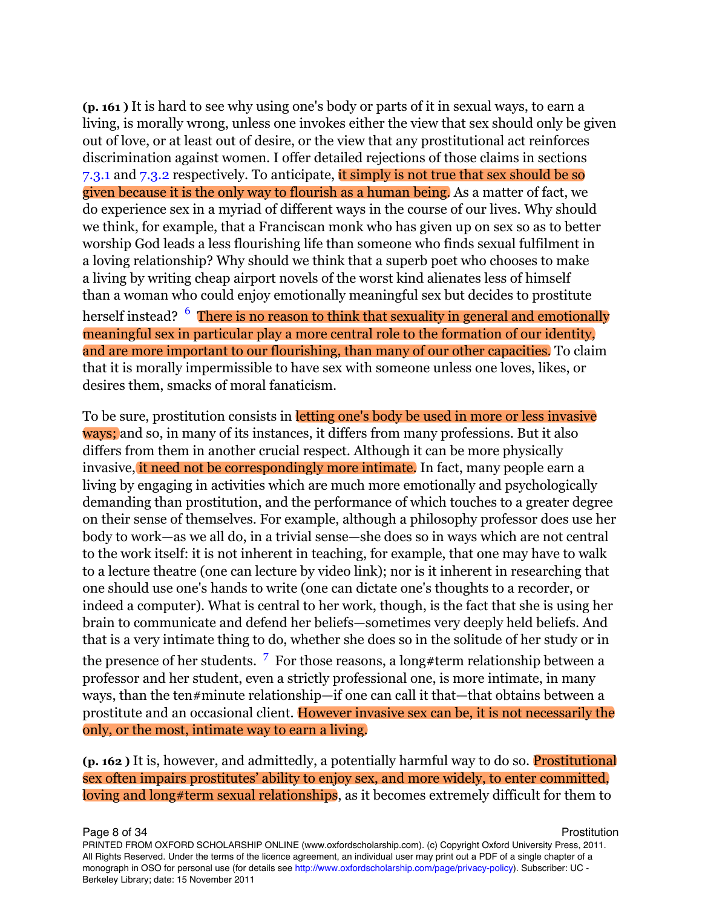**(p. 161 )** It is hard to see why using one's body or parts of it in sexual ways, to earn a living, is morally wrong, unless one invokes either the view that sex should only be given out of love, or at least out of desire, or the view that any prostitutional act reinforces discrimination against women. I offer detailed rejections of those claims in sections 7.3.1 and 7.3.2 respectively. To anticipate, it simply is not true that sex should be so given because it is the only way to flourish as a human being. As a matter of fact, we do experience sex in a myriad of different ways in the course of our lives. Why should we think, for example, that a Franciscan monk who has given up on sex so as to better worship God leads a less flourishing life than someone who finds sexual fulfilment in a loving relationship? Why should we think that a superb poet who chooses to make a living by writing cheap airport novels of the worst kind alienates less of himself than a woman who could enjoy emotionally meaningful sex but decides to prostitute herself instead? [6] There is no reason to think that sexuality in general and emotionally meaningful sex in particular play a more central role to the formation of our identity, and are more important to our flourishing, than many of our other capacities. To claim that it is morally impermissible to have sex with someone unless one loves, likes, or desires them, smacks of moral fanaticism.

To be sure, prostitution consists in letting one's body be used in more or less invasive ways; and so, in many of its instances, it differs from many professions. But it also differs from them in another crucial respect. Although it can be more physically invasive, it need not be correspondingly more intimate. In fact, many people earn a living by engaging in activities which are much more emotionally and psychologically demanding than prostitution, and the performance of which touches to a greater degree on their sense of themselves. For example, although a philosophy professor does use her body to work—as we all do, in a trivial sense—she does so in ways which are not central to the work itself: it is not inherent in teaching, for example, that one may have to walk to a lecture theatre (one can lecture by video link); nor is it inherent in researching that one should use one's hands to write (one can dictate one's thoughts to a recorder, or indeed a computer). What is central to her work, though, is the fact that she is using her brain to communicate and defend her beliefs—sometimes very deeply held beliefs. And that is a very intimate thing to do, whether she does so in the solitude of her study or in the presence of her students. [7] For those reasons, a long#term relationship between a professor and her student, even a strictly professional one, is more intimate, in many ways, than the ten#minute relationship—if one can call it that—that obtains between a prostitute and an occasional client. However invasive sex can be, it is not necessarily the only, or the most, intimate way to earn a living.

**(p. 162 )** It is, however, and admittedly, a potentially harmful way to do so. Prostitutional sex often impairs prostitutes' ability to enjoy sex, and more widely, to enter committed, loving and long#term sexual relationships, as it becomes extremely difficult for them to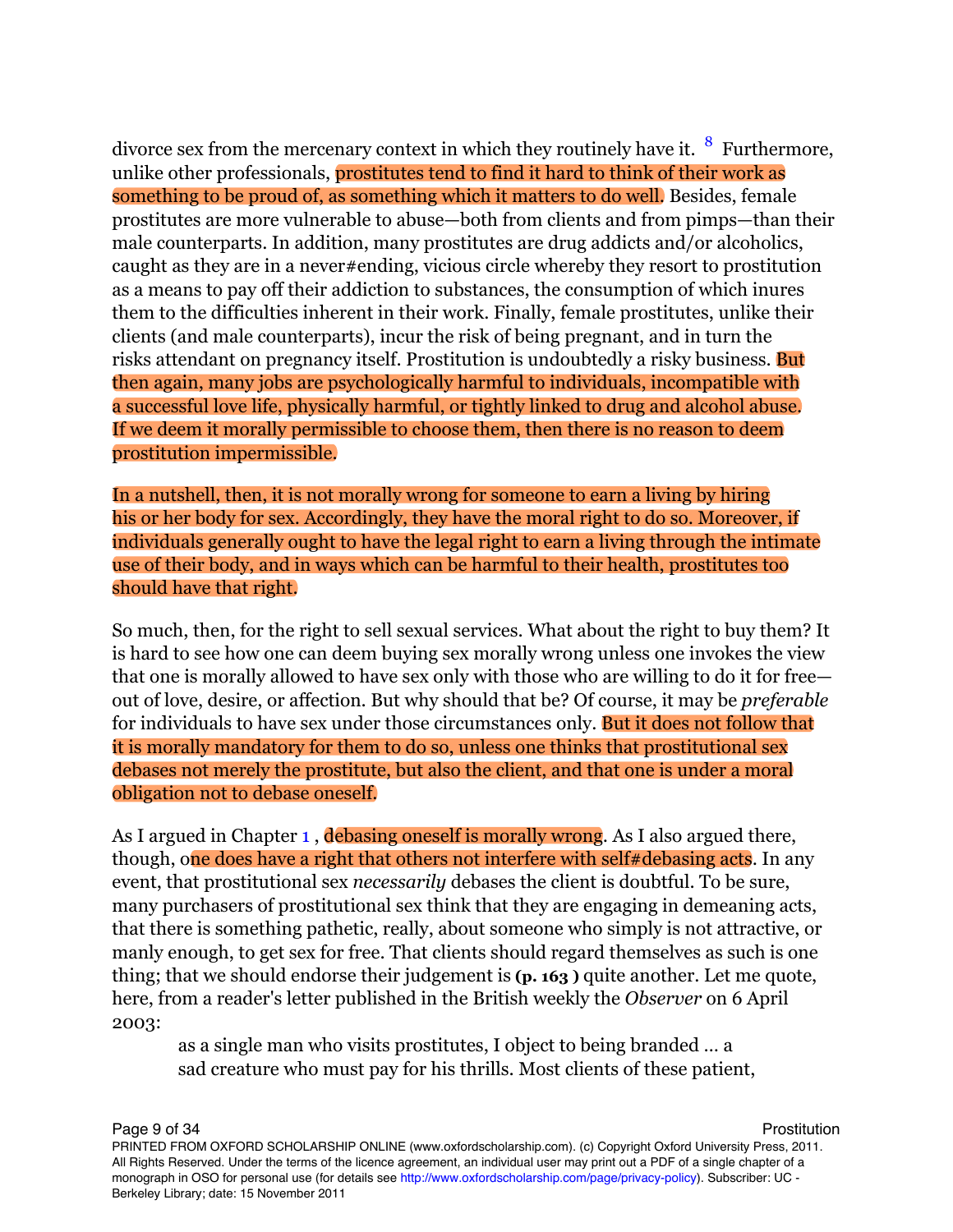divorce sex from the mercenary context in which they routinely have it. [8] Furthermore, unlike other professionals, prostitutes tend to find it hard to think of their work as something to be proud of, as something which it matters to do well. Besides, female prostitutes are more vulnerable to abuse—both from clients and from pimps—than their male counterparts. In addition, many prostitutes are drug addicts and/or alcoholics, caught as they are in a never#ending, vicious circle whereby they resort to prostitution as a means to pay off their addiction to substances, the consumption of which inures them to the difficulties inherent in their work. Finally, female prostitutes, unlike their clients (and male counterparts), incur the risk of being pregnant, and in turn the risks attendant on pregnancy itself. Prostitution is undoubtedly a risky business. But then again, many jobs are psychologically harmful to individuals, incompatible with a successful love life, physically harmful, or tightly linked to drug and alcohol abuse. If we deem it morally permissible to choose them, then there is no reason to deem prostitution impermissible.

In a nutshell, then, it is not morally wrong for someone to earn a living by hiring his or her body for sex. Accordingly, they have the moral right to do so. Moreover, if individuals generally ought to have the legal right to earn a living through the intimate use of their body, and in ways which can be harmful to their health, prostitutes too should have that right.

So much, then, for the right to sell sexual services. What about the right to buy them? It is hard to see how one can deem buying sex morally wrong unless one invokes the view that one is morally allowed to have sex only with those who are willing to do it for free—out of love, desire, or affection. But why should that be? Of course, it may be *preferable* for individuals to have sex under those circumstances only. But it does not follow that it is morally mandatory for them to do so, unless one thinks that prostitutional sex debases not merely the prostitute, but also the client, and that one is under a moral obligation not to debase oneself.

As I argued in Chapter 1, debasing oneself is morally wrong. As I also argued there, though, one does have a right that others not interfere with self#debasing acts. In any event, that prostitutional sex *necessarily* debases the client is doubtful. To be sure, many purchasers of prostitutional sex think that they are engaging in demeaning acts, that there is something pathetic, really, about someone who simply is not attractive, or manly enough, to get sex for free. That clients should regard themselves as such is one thing; that we should endorse their judgement is **(p. 163 )** quite another. Let me quote, here, from a reader's letter published in the British weekly the *Observer* on 6 April 2003:

> as a single man who visits prostitutes, I object to being branded … a sad creature who must pay for his thrills. Most clients of these patient,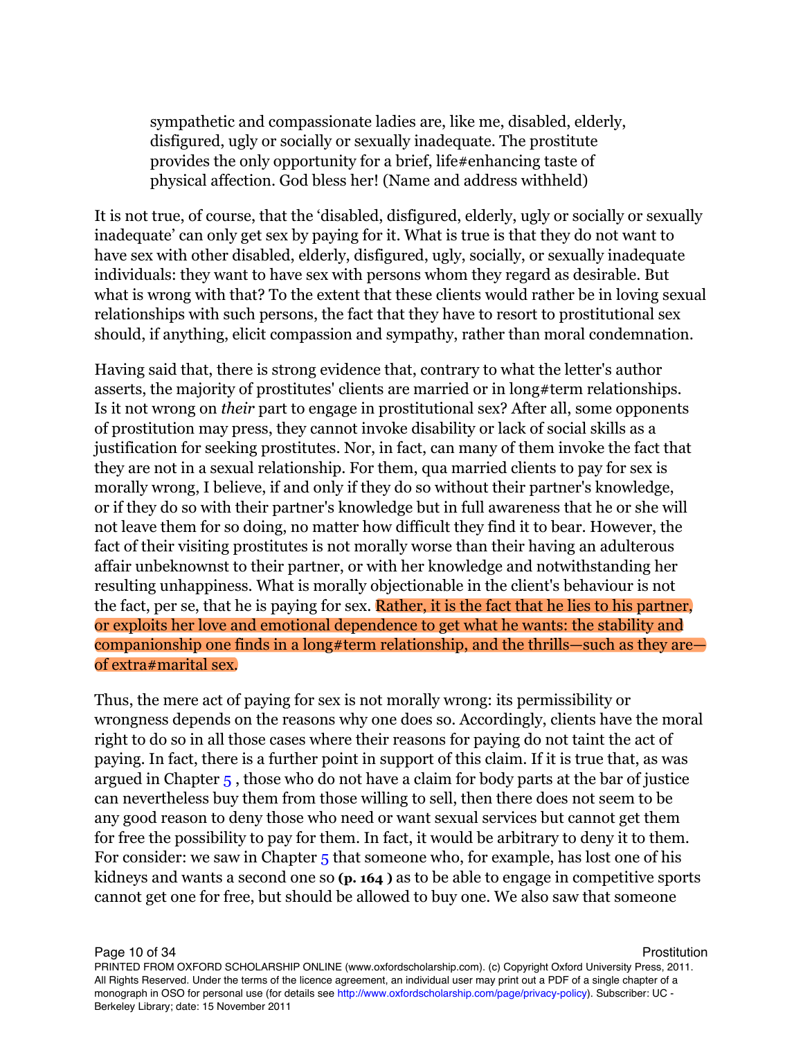> sympathetic and compassionate ladies are, like me, disabled, elderly, disfigured, ugly or socially or sexually inadequate. The prostitute provides the only opportunity for a brief, life#enhancing taste of physical affection. God bless her! (Name and address withheld)

It is not true, of course, that the 'disabled, disfigured, elderly, ugly or socially or sexually inadequate' can only get sex by paying for it. What is true is that they do not want to have sex with other disabled, elderly, disfigured, ugly, socially, or sexually inadequate individuals: they want to have sex with persons whom they regard as desirable. But what is wrong with that? To the extent that these clients would rather be in loving sexual relationships with such persons, the fact that they have to resort to prostitutional sex should, if anything, elicit compassion and sympathy, rather than moral condemnation.

Having said that, there is strong evidence that, contrary to what the letter's author asserts, the majority of prostitutes' clients are married or in long#term relationships. Is it not wrong on *their* part to engage in prostitutional sex? After all, some opponents of prostitution may press, they cannot invoke disability or lack of social skills as a justification for seeking prostitutes. Nor, in fact, can many of them invoke the fact that they are not in a sexual relationship. For them, qua married clients to pay for sex is morally wrong, I believe, if and only if they do so without their partner's knowledge, or if they do so with their partner's knowledge but in full awareness that he or she will not leave them for so doing, no matter how difficult they find it to bear. However, the fact of their visiting prostitutes is not morally worse than their having an adulterous affair unbeknownst to their partner, or with her knowledge and notwithstanding her resulting unhappiness. What is morally objectionable in the client's behaviour is not the fact, per se, that he is paying for sex. Rather, it is the fact that he lies to his partner, or exploits her love and emotional dependence to get what he wants: the stability and companionship one finds in a long#term relationship, and the thrills—such as they are—of extra#marital sex.

Thus, the mere act of paying for sex is not morally wrong: its permissibility or wrongness depends on the reasons why one does so. Accordingly, clients have the moral right to do so in all those cases where their reasons for paying do not taint the act of paying. In fact, there is a further point in support of this claim. If it is true that, as was argued in Chapter 5, those who do not have a claim for body parts at the bar of justice can nevertheless buy them from those willing to sell, then there does not seem to be any good reason to deny those who need or want sexual services but cannot get them for free the possibility to pay for them. In fact, it would be arbitrary to deny it to them. For consider: we saw in Chapter 5 that someone who, for example, has lost one of his kidneys and wants a second one so **(p. 164 )** as to be able to engage in competitive sports cannot get one for free, but should be allowed to buy one. We also saw that someone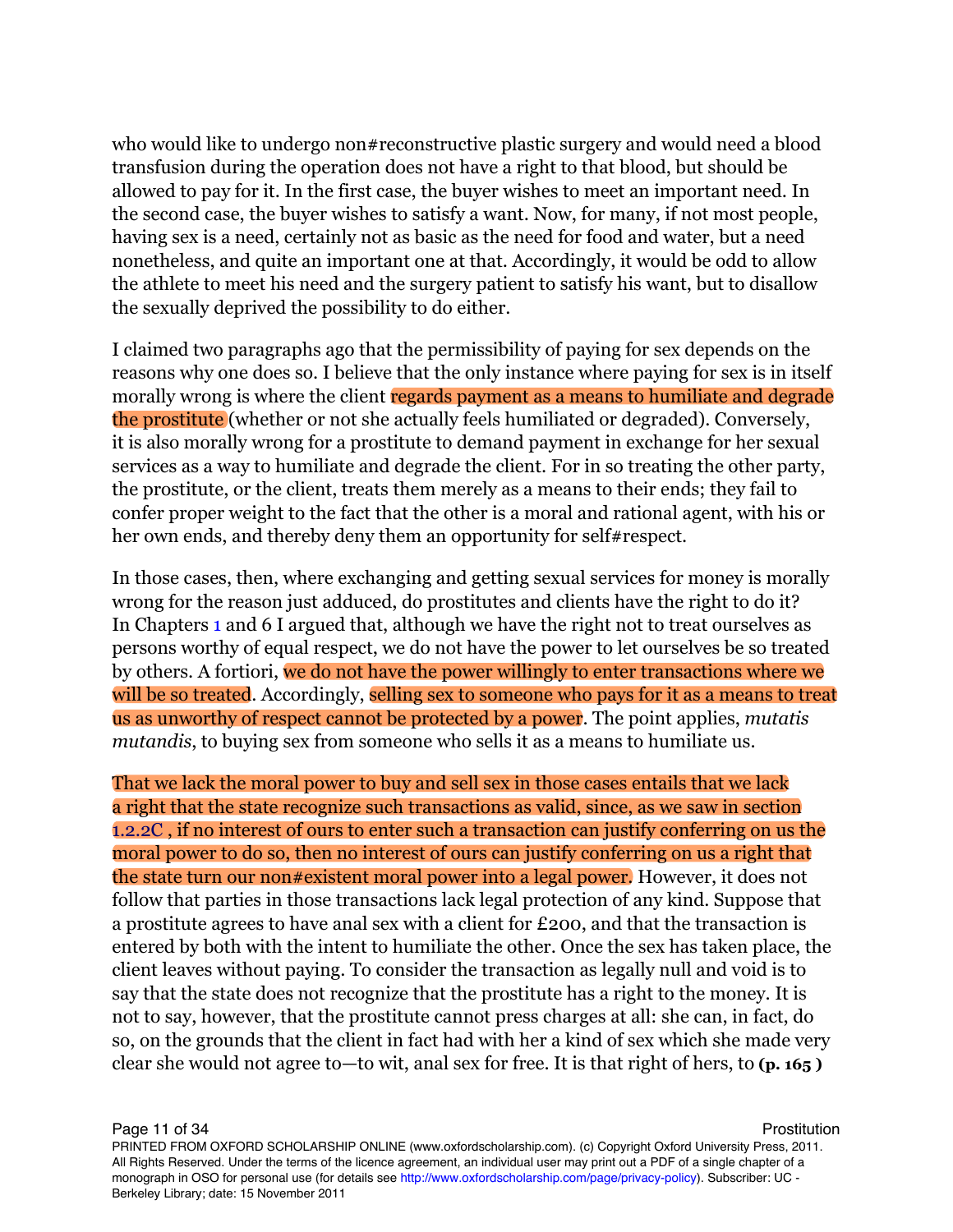who would like to undergo non#reconstructive plastic surgery and would need a blood transfusion during the operation does not have a right to that blood, but should be allowed to pay for it. In the first case, the buyer wishes to meet an important need. In the second case, the buyer wishes to satisfy a want. Now, for many, if not most people, having sex is a need, certainly not as basic as the need for food and water, but a need nonetheless, and quite an important one at that. Accordingly, it would be odd to allow the athlete to meet his need and the surgery patient to satisfy his want, but to disallow the sexually deprived the possibility to do either.

I claimed two paragraphs ago that the permissibility of paying for sex depends on the reasons why one does so. I believe that the only instance where paying for sex is in itself morally wrong is where the client regards payment as a means to humiliate and degrade the prostitute (whether or not she actually feels humiliated or degraded). Conversely, it is also morally wrong for a prostitute to demand payment in exchange for her sexual services as a way to humiliate and degrade the client. For in so treating the other party, the prostitute, or the client, treats them merely as a means to their ends; they fail to confer proper weight to the fact that the other is a moral and rational agent, with his or her own ends, and thereby deny them an opportunity for self#respect.

In those cases, then, where exchanging and getting sexual services for money is morally wrong for the reason just adduced, do prostitutes and clients have the right to do it? In Chapters 1 and 6 I argued that, although we have the right not to treat ourselves as persons worthy of equal respect, we do not have the power to let ourselves be so treated by others. A fortiori, we do not have the power willingly to enter transactions where we will be so treated. Accordingly, selling sex to someone who pays for it as a means to treat us as unworthy of respect cannot be protected by a power. The point applies, *mutatis mutandis*, to buying sex from someone who sells it as a means to humiliate us.

That we lack the moral power to buy and sell sex in those cases entails that we lack a right that the state recognize such transactions as valid, since, as we saw in section 1.2.2C , if no interest of ours to enter such a transaction can justify conferring on us the moral power to do so, then no interest of ours can justify conferring on us a right that the state turn our non#existent moral power into a legal power. However, it does not follow that parties in those transactions lack legal protection of any kind. Suppose that a prostitute agrees to have anal sex with a client for £200, and that the transaction is entered by both with the intent to humiliate the other. Once the sex has taken place, the client leaves without paying. To consider the transaction as legally null and void is to say that the state does not recognize that the prostitute has a right to the money. It is not to say, however, that the prostitute cannot press charges at all: she can, in fact, do so, on the grounds that the client in fact had with her a kind of sex which she made very clear she would not agree to—to wit, anal sex for free. It is that right of hers, to **(p. 165 )**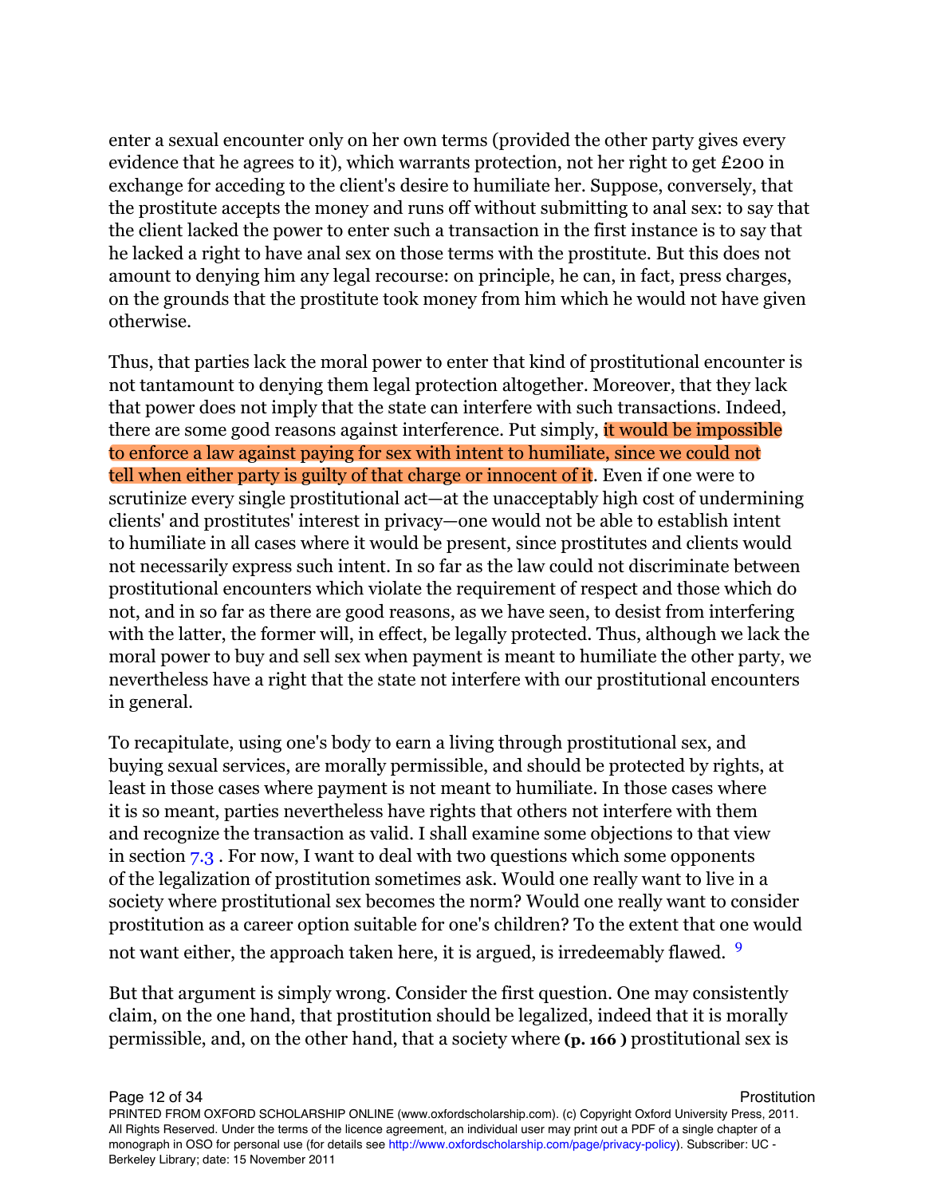enter a sexual encounter only on her own terms (provided the other party gives every evidence that he agrees to it), which warrants protection, not her right to get £200 in exchange for acceding to the client's desire to humiliate her. Suppose, conversely, that the prostitute accepts the money and runs off without submitting to anal sex: to say that the client lacked the power to enter such a transaction in the first instance is to say that he lacked a right to have anal sex on those terms with the prostitute. But this does not amount to denying him any legal recourse: on principle, he can, in fact, press charges, on the grounds that the prostitute took money from him which he would not have given otherwise.

Thus, that parties lack the moral power to enter that kind of prostitutional encounter is not tantamount to denying them legal protection altogether. Moreover, that they lack that power does not imply that the state can interfere with such transactions. Indeed, there are some good reasons against interference. Put simply, it would be impossible to enforce a law against paying for sex with intent to humiliate, since we could not tell when either party is guilty of that charge or innocent of it. Even if one were to scrutinize every single prostitutional act—at the unacceptably high cost of undermining clients' and prostitutes' interest in privacy—one would not be able to establish intent to humiliate in all cases where it would be present, since prostitutes and clients would not necessarily express such intent. In so far as the law could not discriminate between prostitutional encounters which violate the requirement of respect and those which do not, and in so far as there are good reasons, as we have seen, to desist from interfering with the latter, the former will, in effect, be legally protected. Thus, although we lack the moral power to buy and sell sex when payment is meant to humiliate the other party, we nevertheless have a right that the state not interfere with our prostitutional encounters in general.

To recapitulate, using one's body to earn a living through prostitutional sex, and buying sexual services, are morally permissible, and should be protected by rights, at least in those cases where payment is not meant to humiliate. In those cases where it is so meant, parties nevertheless have rights that others not interfere with them and recognize the transaction as valid. I shall examine some objections to that view in section 7.3 . For now, I want to deal with two questions which some opponents of the legalization of prostitution sometimes ask. Would one really want to live in a society where prostitutional sex becomes the norm? Would one really want to consider prostitution as a career option suitable for one's children? To the extent that one would not want either, the approach taken here, it is argued, is irredeemably flawed. [9]

But that argument is simply wrong. Consider the first question. One may consistently claim, on the one hand, that prostitution should be legalized, indeed that it is morally permissible, and, on the other hand, that a society where **(p. 166 )** prostitutional sex is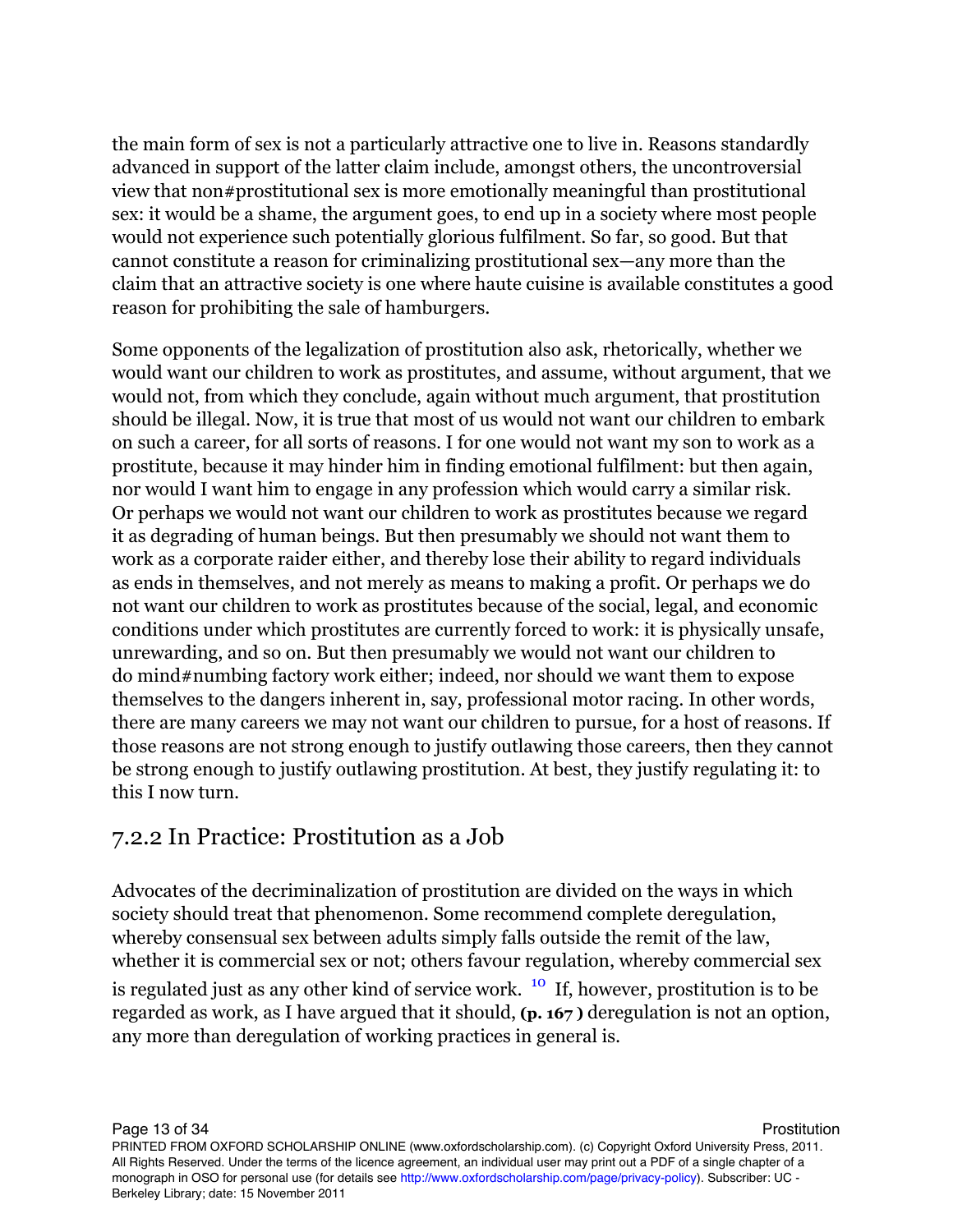the main form of sex is not a particularly attractive one to live in. Reasons standardly advanced in support of the latter claim include, amongst others, the uncontroversial view that non#prostitutional sex is more emotionally meaningful than prostitutional sex: it would be a shame, the argument goes, to end up in a society where most people would not experience such potentially glorious fulfilment. So far, so good. But that cannot constitute a reason for criminalizing prostitutional sex—any more than the claim that an attractive society is one where haute cuisine is available constitutes a good reason for prohibiting the sale of hamburgers.

Some opponents of the legalization of prostitution also ask, rhetorically, whether we would want our children to work as prostitutes, and assume, without argument, that we would not, from which they conclude, again without much argument, that prostitution should be illegal. Now, it is true that most of us would not want our children to embark on such a career, for all sorts of reasons. I for one would not want my son to work as a prostitute, because it may hinder him in finding emotional fulfilment: but then again, nor would I want him to engage in any profession which would carry a similar risk. Or perhaps we would not want our children to work as prostitutes because we regard it as degrading of human beings. But then presumably we should not want them to work as a corporate raider either, and thereby lose their ability to regard individuals as ends in themselves, and not merely as means to making a profit. Or perhaps we do not want our children to work as prostitutes because of the social, legal, and economic conditions under which prostitutes are currently forced to work: it is physically unsafe, unrewarding, and so on. But then presumably we would not want our children to do mind#numbing factory work either; indeed, nor should we want them to expose themselves to the dangers inherent in, say, professional motor racing. In other words, there are many careers we may not want our children to pursue, for a host of reasons. If those reasons are not strong enough to justify outlawing those careers, then they cannot be strong enough to justify outlawing prostitution. At best, they justify regulating it: to this I now turn.

## 7.2.2 In Practice: Prostitution as a Job

Advocates of the decriminalization of prostitution are divided on the ways in which society should treat that phenomenon. Some recommend complete deregulation, whereby consensual sex between adults simply falls outside the remit of the law, whether it is commercial sex or not; others favour regulation, whereby commercial sex is regulated just as any other kind of service work. [10] If, however, prostitution is to be regarded as work, as I have argued that it should, **(p. 167 )** deregulation is not an option, any more than deregulation of working practices in general is.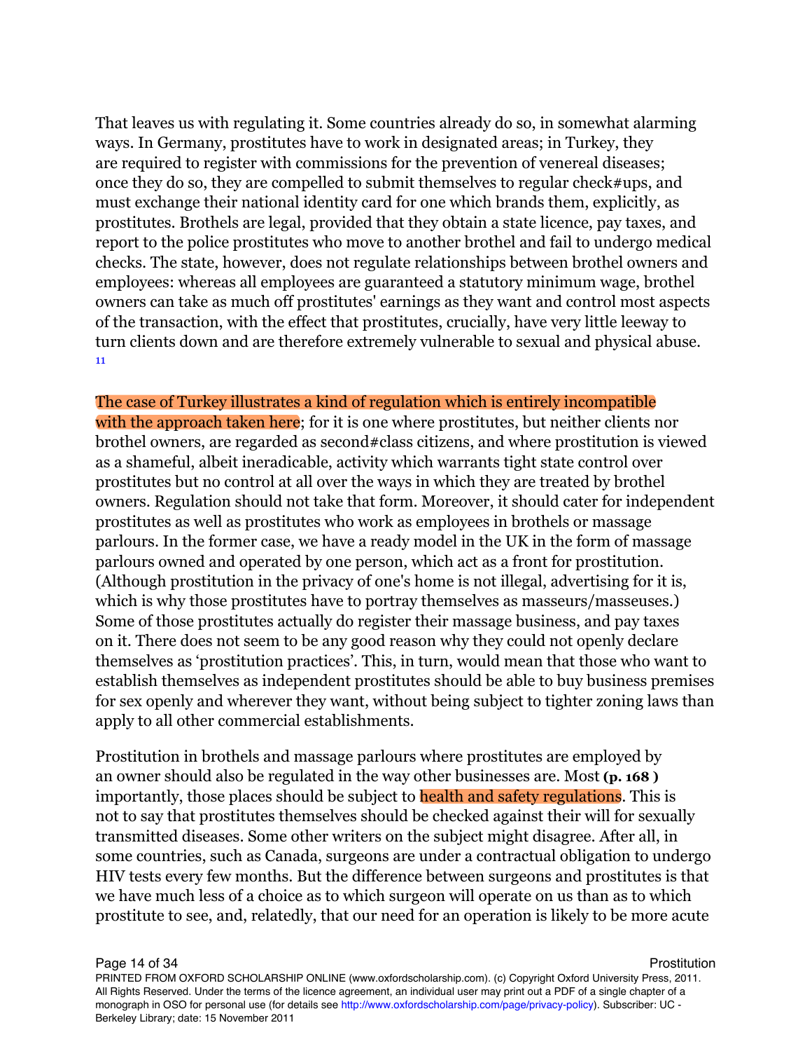That leaves us with regulating it. Some countries already do so, in somewhat alarming ways. In Germany, prostitutes have to work in designated areas; in Turkey, they are required to register with commissions for the prevention of venereal diseases; once they do so, they are compelled to submit themselves to regular check#ups, and must exchange their national identity card for one which brands them, explicitly, as prostitutes. Brothels are legal, provided that they obtain a state licence, pay taxes, and report to the police prostitutes who move to another brothel and fail to undergo medical checks. The state, however, does not regulate relationships between brothel owners and employees: whereas all employees are guaranteed a statutory minimum wage, brothel owners can take as much off prostitutes' earnings as they want and control most aspects of the transaction, with the effect that prostitutes, crucially, have very little leeway to turn clients down and are therefore extremely vulnerable to sexual and physical abuse. [11]

The case of Turkey illustrates a kind of regulation which is entirely incompatible with the approach taken here; for it is one where prostitutes, but neither clients nor brothel owners, are regarded as second#class citizens, and where prostitution is viewed as a shameful, albeit ineradicable, activity which warrants tight state control over prostitutes but no control at all over the ways in which they are treated by brothel owners. Regulation should not take that form. Moreover, it should cater for independent prostitutes as well as prostitutes who work as employees in brothels or massage parlours. In the former case, we have a ready model in the UK in the form of massage parlours owned and operated by one person, which act as a front for prostitution. (Although prostitution in the privacy of one's home is not illegal, advertising for it is, which is why those prostitutes have to portray themselves as masseurs/masseuses.) Some of those prostitutes actually do register their massage business, and pay taxes on it. There does not seem to be any good reason why they could not openly declare themselves as 'prostitution practices'. This, in turn, would mean that those who want to establish themselves as independent prostitutes should be able to buy business premises for sex openly and wherever they want, without being subject to tighter zoning laws than apply to all other commercial establishments.

Prostitution in brothels and massage parlours where prostitutes are employed by an owner should also be regulated in the way other businesses are. Most **(p. 168 )** importantly, those places should be subject to health and safety regulations. This is not to say that prostitutes themselves should be checked against their will for sexually transmitted diseases. Some other writers on the subject might disagree. After all, in some countries, such as Canada, surgeons are under a contractual obligation to undergo HIV tests every few months. But the difference between surgeons and prostitutes is that we have much less of a choice as to which surgeon will operate on us than as to which prostitute to see, and, relatedly, that our need for an operation is likely to be more acute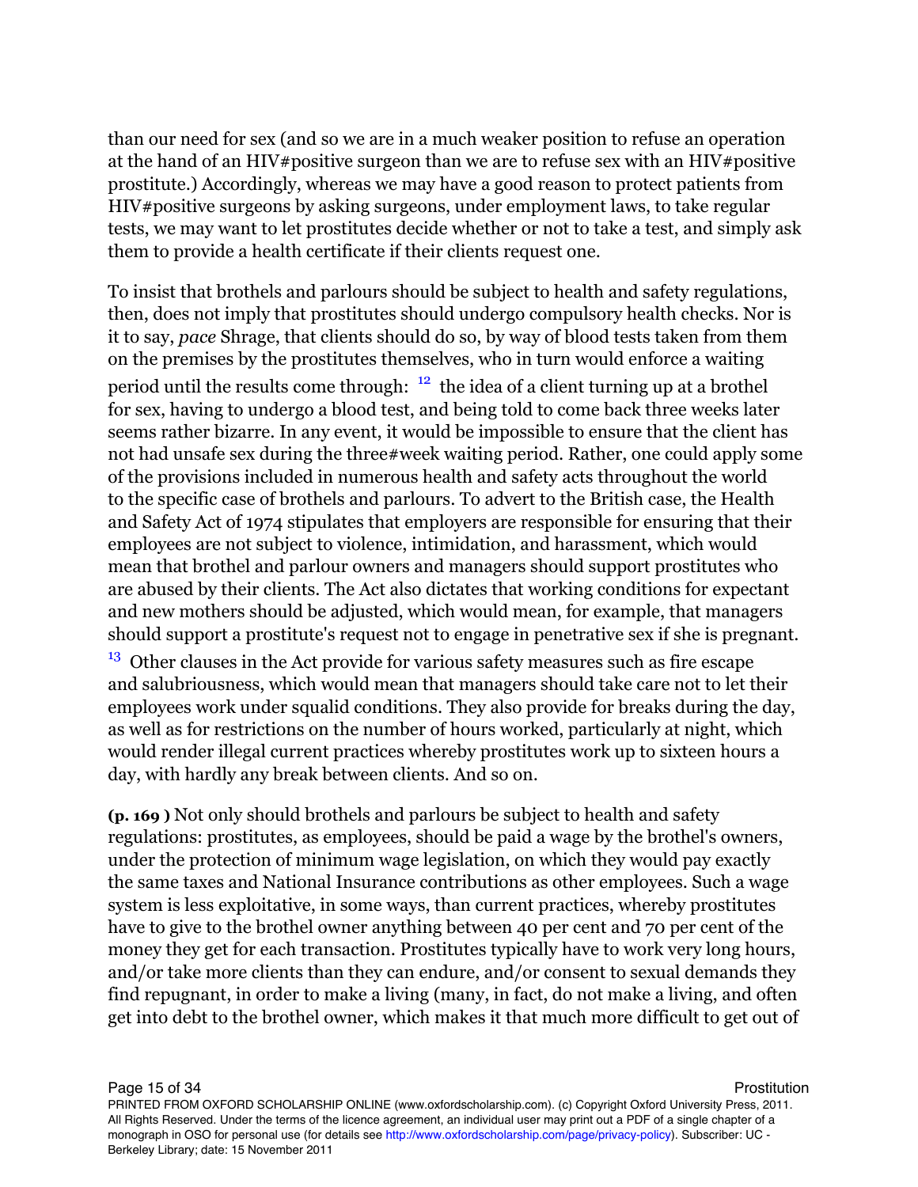than our need for sex (and so we are in a much weaker position to refuse an operation at the hand of an HIV#positive surgeon than we are to refuse sex with an HIV#positive prostitute.) Accordingly, whereas we may have a good reason to protect patients from HIV#positive surgeons by asking surgeons, under employment laws, to take regular tests, we may want to let prostitutes decide whether or not to take a test, and simply ask them to provide a health certificate if their clients request one.

To insist that brothels and parlours should be subject to health and safety regulations, then, does not imply that prostitutes should undergo compulsory health checks. Nor is it to say, *pace* Shrage, that clients should do so, by way of blood tests taken from them on the premises by the prostitutes themselves, who in turn would enforce a waiting period until the results come through: [12] the idea of a client turning up at a brothel for sex, having to undergo a blood test, and being told to come back three weeks later seems rather bizarre. In any event, it would be impossible to ensure that the client has not had unsafe sex during the three#week waiting period. Rather, one could apply some of the provisions included in numerous health and safety acts throughout the world to the specific case of brothels and parlours. To advert to the British case, the Health and Safety Act of 1974 stipulates that employers are responsible for ensuring that their employees are not subject to violence, intimidation, and harassment, which would mean that brothel and parlour owners and managers should support prostitutes who are abused by their clients. The Act also dictates that working conditions for expectant and new mothers should be adjusted, which would mean, for example, that managers should support a prostitute's request not to engage in penetrative sex if she is pregnant. [13] Other clauses in the Act provide for various safety measures such as fire escape and salubriousness, which would mean that managers should take care not to let their employees work under squalid conditions. They also provide for breaks during the day, as well as for restrictions on the number of hours worked, particularly at night, which would render illegal current practices whereby prostitutes work up to sixteen hours a day, with hardly any break between clients. And so on.

**(p. 169 )** Not only should brothels and parlours be subject to health and safety regulations: prostitutes, as employees, should be paid a wage by the brothel's owners, under the protection of minimum wage legislation, on which they would pay exactly the same taxes and National Insurance contributions as other employees. Such a wage system is less exploitative, in some ways, than current practices, whereby prostitutes have to give to the brothel owner anything between 40 per cent and 70 per cent of the money they get for each transaction. Prostitutes typically have to work very long hours, and/or take more clients than they can endure, and/or consent to sexual demands they find repugnant, in order to make a living (many, in fact, do not make a living, and often get into debt to the brothel owner, which makes it that much more difficult to get out of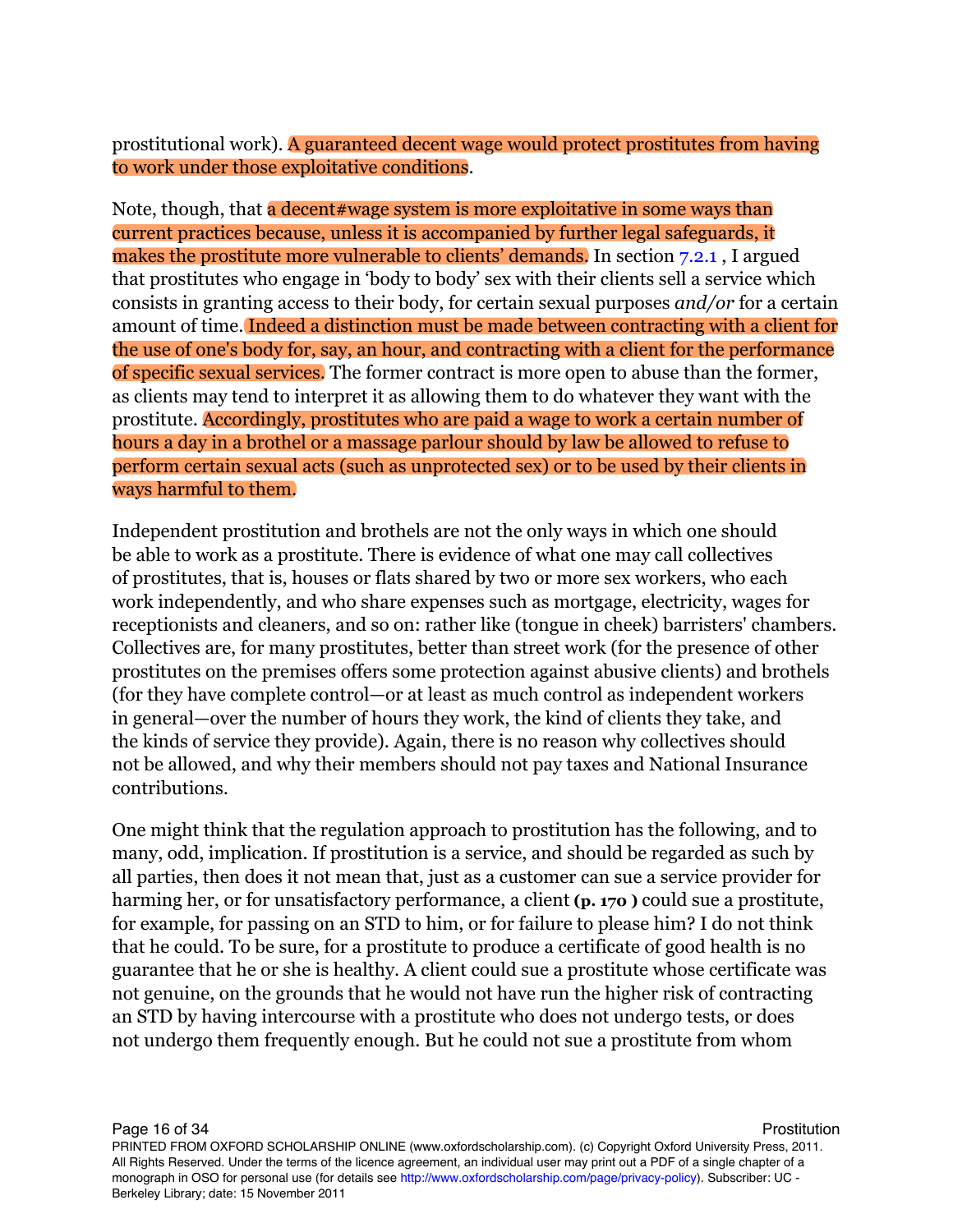prostitutional work). A guaranteed decent wage would protect prostitutes from having to work under those exploitative conditions.

Note, though, that a decent#wage system is more exploitative in some ways than current practices because, unless it is accompanied by further legal safeguards, it makes the prostitute more vulnerable to clients' demands. In section 7.2.1 , I argued that prostitutes who engage in 'body to body' sex with their clients sell a service which consists in granting access to their body, for certain sexual purposes *and/or* for a certain amount of time. Indeed a distinction must be made between contracting with a client for the use of one's body for, say, an hour, and contracting with a client for the performance of specific sexual services. The former contract is more open to abuse than the former, as clients may tend to interpret it as allowing them to do whatever they want with the prostitute. Accordingly, prostitutes who are paid a wage to work a certain number of hours a day in a brothel or a massage parlour should by law be allowed to refuse to perform certain sexual acts (such as unprotected sex) or to be used by their clients in ways harmful to them.

Independent prostitution and brothels are not the only ways in which one should be able to work as a prostitute. There is evidence of what one may call collectives of prostitutes, that is, houses or flats shared by two or more sex workers, who each work independently, and who share expenses such as mortgage, electricity, wages for receptionists and cleaners, and so on: rather like (tongue in cheek) barristers' chambers. Collectives are, for many prostitutes, better than street work (for the presence of other prostitutes on the premises offers some protection against abusive clients) and brothels (for they have complete control—or at least as much control as independent workers in general—over the number of hours they work, the kind of clients they take, and the kinds of service they provide). Again, there is no reason why collectives should not be allowed, and why their members should not pay taxes and National Insurance contributions.

One might think that the regulation approach to prostitution has the following, and to many, odd, implication. If prostitution is a service, and should be regarded as such by all parties, then does it not mean that, just as a customer can sue a service provider for harming her, or for unsatisfactory performance, a client **(p. 170 )** could sue a prostitute, for example, for passing on an STD to him, or for failure to please him? I do not think that he could. To be sure, for a prostitute to produce a certificate of good health is no guarantee that he or she is healthy. A client could sue a prostitute whose certificate was not genuine, on the grounds that he would not have run the higher risk of contracting an STD by having intercourse with a prostitute who does not undergo tests, or does not undergo them frequently enough. But he could not sue a prostitute from whom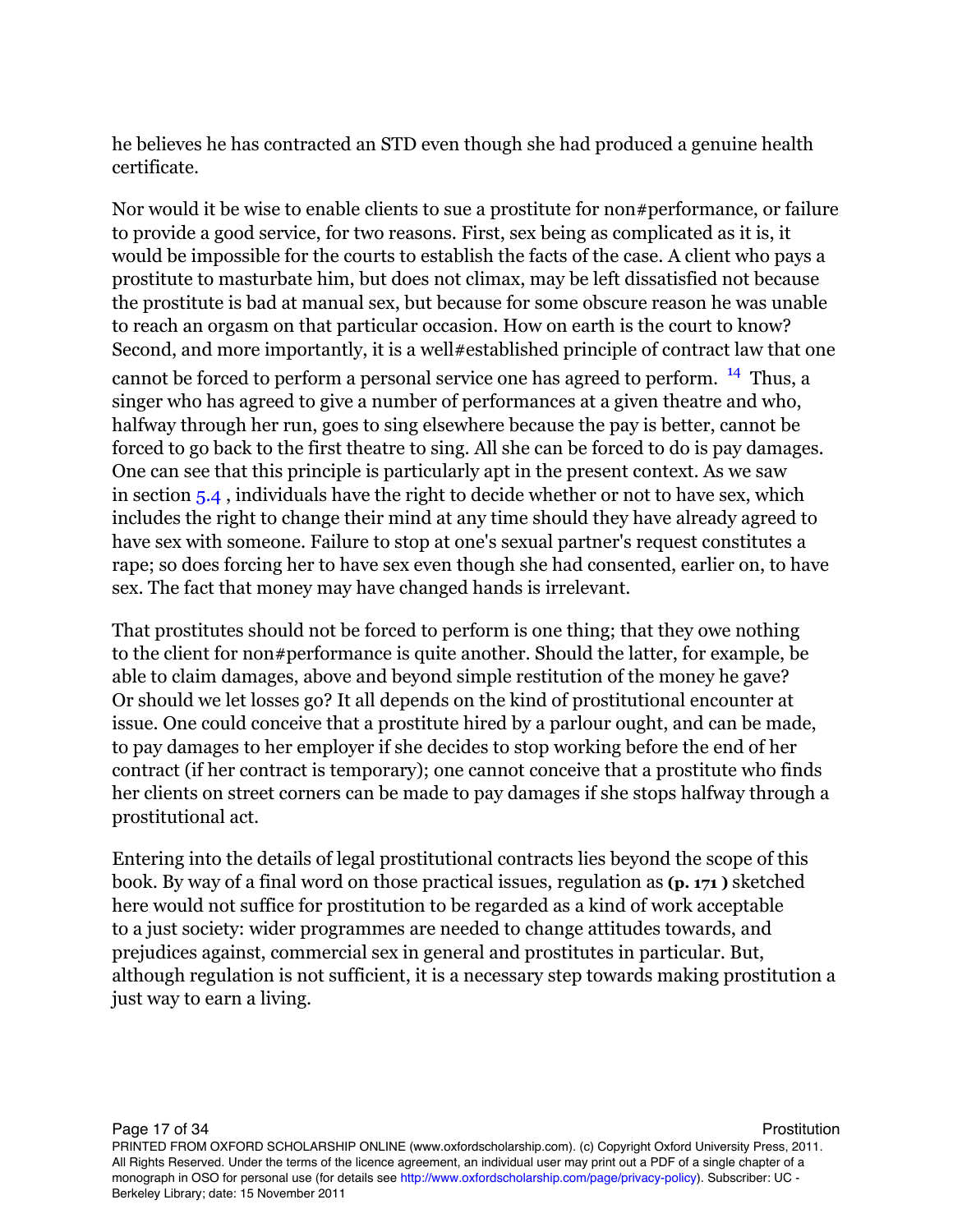he believes he has contracted an STD even though she had produced a genuine health certificate.

Nor would it be wise to enable clients to sue a prostitute for non#performance, or failure to provide a good service, for two reasons. First, sex being as complicated as it is, it would be impossible for the courts to establish the facts of the case. A client who pays a prostitute to masturbate him, but does not climax, may be left dissatisfied not because the prostitute is bad at manual sex, but because for some obscure reason he was unable to reach an orgasm on that particular occasion. How on earth is the court to know? Second, and more importantly, it is a well#established principle of contract law that one cannot be forced to perform a personal service one has agreed to perform. [14] Thus, a singer who has agreed to give a number of performances at a given theatre and who, halfway through her run, goes to sing elsewhere because the pay is better, cannot be forced to go back to the first theatre to sing. All she can be forced to do is pay damages. One can see that this principle is particularly apt in the present context. As we saw in section 5.4 , individuals have the right to decide whether or not to have sex, which includes the right to change their mind at any time should they have already agreed to have sex with someone. Failure to stop at one's sexual partner's request constitutes a rape; so does forcing her to have sex even though she had consented, earlier on, to have sex. The fact that money may have changed hands is irrelevant.

That prostitutes should not be forced to perform is one thing; that they owe nothing to the client for non#performance is quite another. Should the latter, for example, be able to claim damages, above and beyond simple restitution of the money he gave? Or should we let losses go? It all depends on the kind of prostitutional encounter at issue. One could conceive that a prostitute hired by a parlour ought, and can be made, to pay damages to her employer if she decides to stop working before the end of her contract (if her contract is temporary); one cannot conceive that a prostitute who finds her clients on street corners can be made to pay damages if she stops halfway through a prostitutional act.

Entering into the details of legal prostitutional contracts lies beyond the scope of this book. By way of a final word on those practical issues, regulation as **(p. 171 )** sketched here would not suffice for prostitution to be regarded as a kind of work acceptable to a just society: wider programmes are needed to change attitudes towards, and prejudices against, commercial sex in general and prostitutes in particular. But, although regulation is not sufficient, it is a necessary step towards making prostitution a just way to earn a living.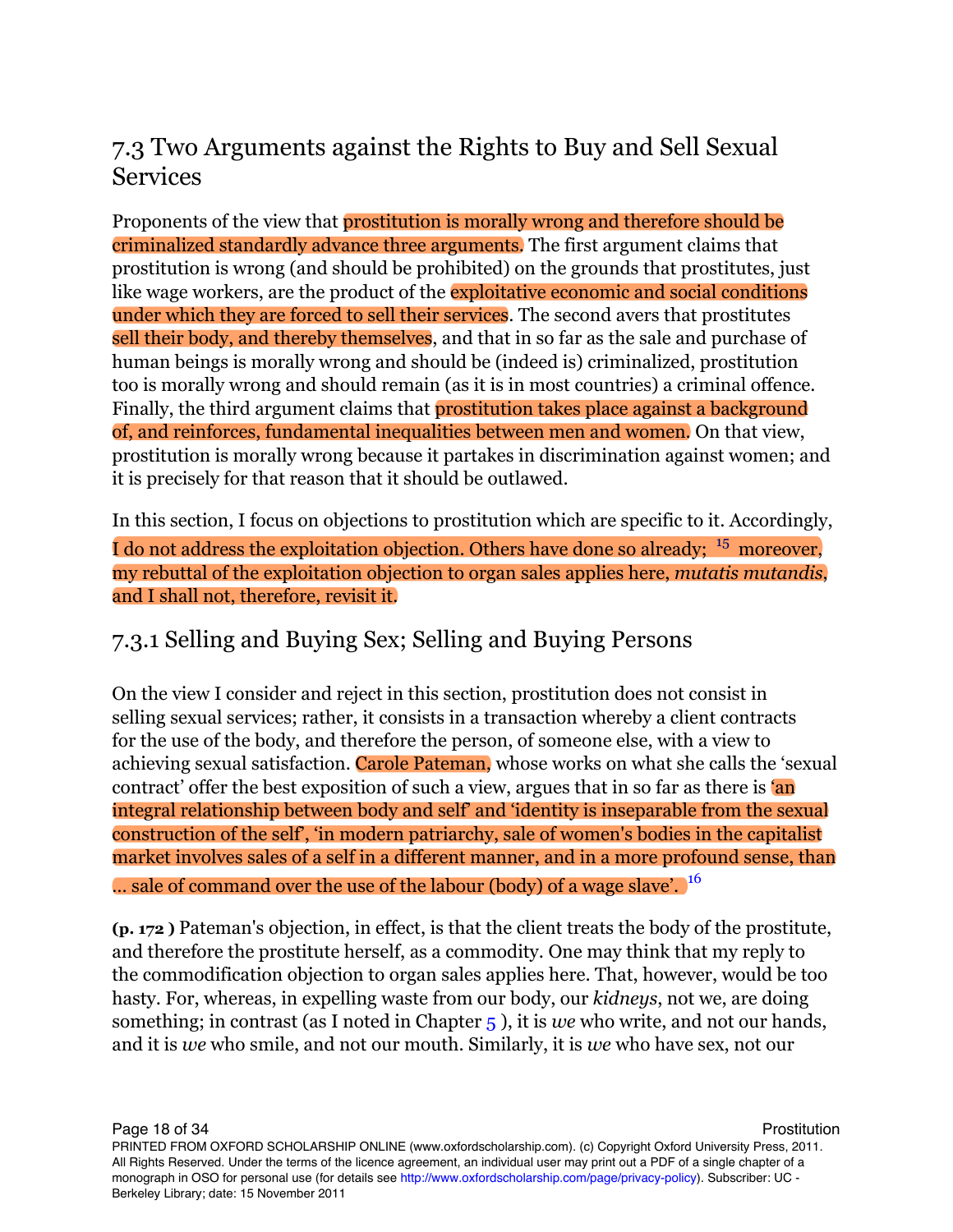## 7.3 Two Arguments against the Rights to Buy and Sell Sexual Services

Proponents of the view that prostitution is morally wrong and therefore should be criminalized standardly advance three arguments. The first argument claims that prostitution is wrong (and should be prohibited) on the grounds that prostitutes, just like wage workers, are the product of the exploitative economic and social conditions under which they are forced to sell their services. The second avers that prostitutes sell their body, and thereby themselves, and that in so far as the sale and purchase of human beings is morally wrong and should be (indeed is) criminalized, prostitution too is morally wrong and should remain (as it is in most countries) a criminal offence. Finally, the third argument claims that prostitution takes place against a background of, and reinforces, fundamental inequalities between men and women. On that view, prostitution is morally wrong because it partakes in discrimination against women; and it is precisely for that reason that it should be outlawed.

In this section, I focus on objections to prostitution which are specific to it. Accordingly, I do not address the exploitation objection. Others have done so already; [15] moreover, my rebuttal of the exploitation objection to organ sales applies here, *mutatis mutandis*, and I shall not, therefore, revisit it.

### 7.3.1 Selling and Buying Sex; Selling and Buying Persons

On the view I consider and reject in this section, prostitution does not consist in selling sexual services; rather, it consists in a transaction whereby a client contracts for the use of the body, and therefore the person, of someone else, with a view to achieving sexual satisfaction. Carole Pateman, whose works on what she calls the 'sexual contract' offer the best exposition of such a view, argues that in so far as there is 'an integral relationship between body and self' and 'identity is inseparable from the sexual construction of the self', 'in modern patriarchy, sale of women's bodies in the capitalist market involves sales of a self in a different manner, and in a more profound sense, than … sale of command over the use of the labour (body) of a wage slave'. [16]

**(p. 172 )** Pateman's objection, in effect, is that the client treats the body of the prostitute, and therefore the prostitute herself, as a commodity. One may think that my reply to the commodification objection to organ sales applies here. That, however, would be too hasty. For, whereas, in expelling waste from our body, our *kidneys*, not we, are doing something; in contrast (as I noted in Chapter 5 ), it is *we* who write, and not our hands, and it is *we* who smile, and not our mouth. Similarly, it is *we* who have sex, not our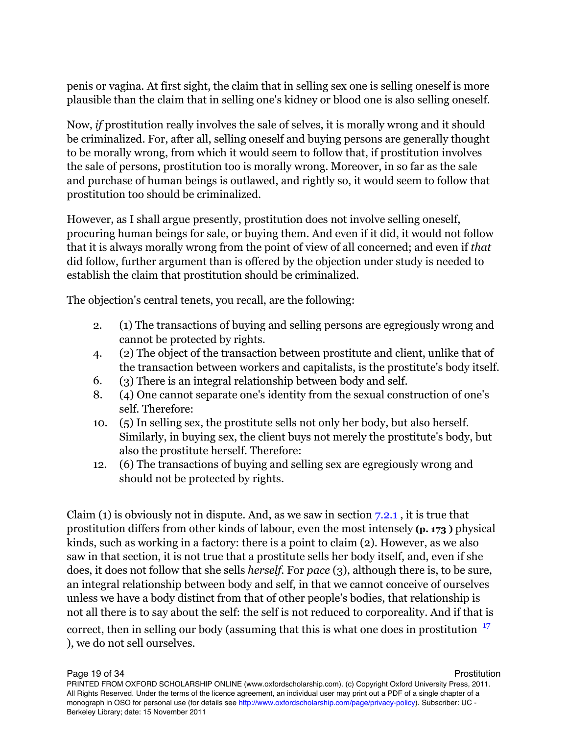penis or vagina. At first sight, the claim that in selling sex one is selling oneself is more plausible than the claim that in selling one's kidney or blood one is also selling oneself.

Now, *if* prostitution really involves the sale of selves, it is morally wrong and it should be criminalized. For, after all, selling oneself and buying persons are generally thought to be morally wrong, from which it would seem to follow that, if prostitution involves the sale of persons, prostitution too is morally wrong. Moreover, in so far as the sale and purchase of human beings is outlawed, and rightly so, it would seem to follow that prostitution too should be criminalized.

However, as I shall argue presently, prostitution does not involve selling oneself, procuring human beings for sale, or buying them. And even if it did, it would not follow that it is always morally wrong from the point of view of all concerned; and even if *that* did follow, further argument than is offered by the objection under study is needed to establish the claim that prostitution should be criminalized.

The objection's central tenets, you recall, are the following:

2. (1) The transactions of buying and selling persons are egregiously wrong and cannot be protected by rights.
4. (2) The object of the transaction between prostitute and client, unlike that of the transaction between workers and capitalists, is the prostitute's body itself.
6. (3) There is an integral relationship between body and self.
8. (4) One cannot separate one's identity from the sexual construction of one's self. Therefore:
10. (5) In selling sex, the prostitute sells not only her body, but also herself. Similarly, in buying sex, the client buys not merely the prostitute's body, but also the prostitute herself. Therefore:
12. (6) The transactions of buying and selling sex are egregiously wrong and should not be protected by rights.

Claim (1) is obviously not in dispute. And, as we saw in section 7.2.1 , it is true that prostitution differs from other kinds of labour, even the most intensely **(p. 173 )** physical kinds, such as working in a factory: there is a point to claim (2). However, as we also saw in that section, it is not true that a prostitute sells her body itself, and, even if she does, it does not follow that she sells *herself*. For *pace* (3), although there is, to be sure, an integral relationship between body and self, in that we cannot conceive of ourselves unless we have a body distinct from that of other people's bodies, that relationship is not all there is to say about the self: the self is not reduced to corporeality. And if that is correct, then in selling our body (assuming that this is what one does in prostitution [17] ), we do not sell ourselves.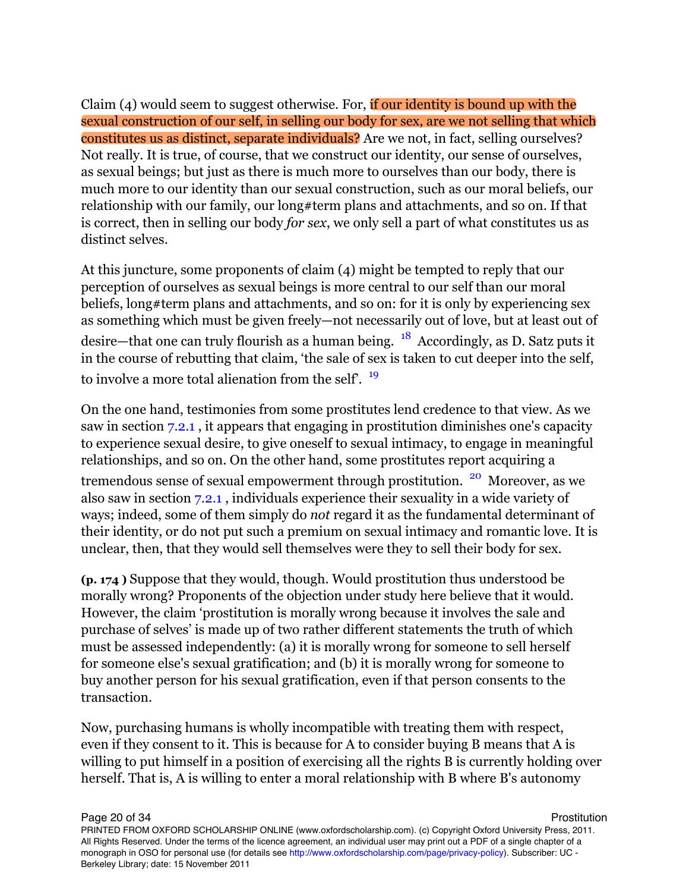Claim (4) would seem to suggest otherwise. For, if our identity is bound up with the sexual construction of our self, in selling our body for sex, are we not selling that which constitutes us as distinct, separate individuals? Are we not, in fact, selling ourselves? Not really. It is true, of course, that we construct our identity, our sense of ourselves, as sexual beings; but just as there is much more to ourselves than our body, there is much more to our identity than our sexual construction, such as our moral beliefs, our relationship with our family, our long#term plans and attachments, and so on. If that is correct, then in selling our body *for sex*, we only sell a part of what constitutes us as distinct selves.

At this juncture, some proponents of claim (4) might be tempted to reply that our perception of ourselves as sexual beings is more central to our self than our moral beliefs, long#term plans and attachments, and so on: for it is only by experiencing sex as something which must be given freely—not necessarily out of love, but at least out of desire—that one can truly flourish as a human being. [18] Accordingly, as D. Satz puts it in the course of rebutting that claim, 'the sale of sex is taken to cut deeper into the self, to involve a more total alienation from the self'. [19]

On the one hand, testimonies from some prostitutes lend credence to that view. As we saw in section 7.2.1 , it appears that engaging in prostitution diminishes one's capacity to experience sexual desire, to give oneself to sexual intimacy, to engage in meaningful relationships, and so on. On the other hand, some prostitutes report acquiring a tremendous sense of sexual empowerment through prostitution. [20] Moreover, as we also saw in section 7.2.1 , individuals experience their sexuality in a wide variety of ways; indeed, some of them simply do *not* regard it as the fundamental determinant of their identity, or do not put such a premium on sexual intimacy and romantic love. It is unclear, then, that they would sell themselves were they to sell their body for sex.

**(p. 174 )** Suppose that they would, though. Would prostitution thus understood be morally wrong? Proponents of the objection under study here believe that it would. However, the claim 'prostitution is morally wrong because it involves the sale and purchase of selves' is made up of two rather different statements the truth of which must be assessed independently: (a) it is morally wrong for someone to sell herself for someone else's sexual gratification; and (b) it is morally wrong for someone to buy another person for his sexual gratification, even if that person consents to the transaction.

Now, purchasing humans is wholly incompatible with treating them with respect, even if they consent to it. This is because for A to consider buying B means that A is willing to put himself in a position of exercising all the rights B is currently holding over herself. That is, A is willing to enter a moral relationship with B where B's autonomy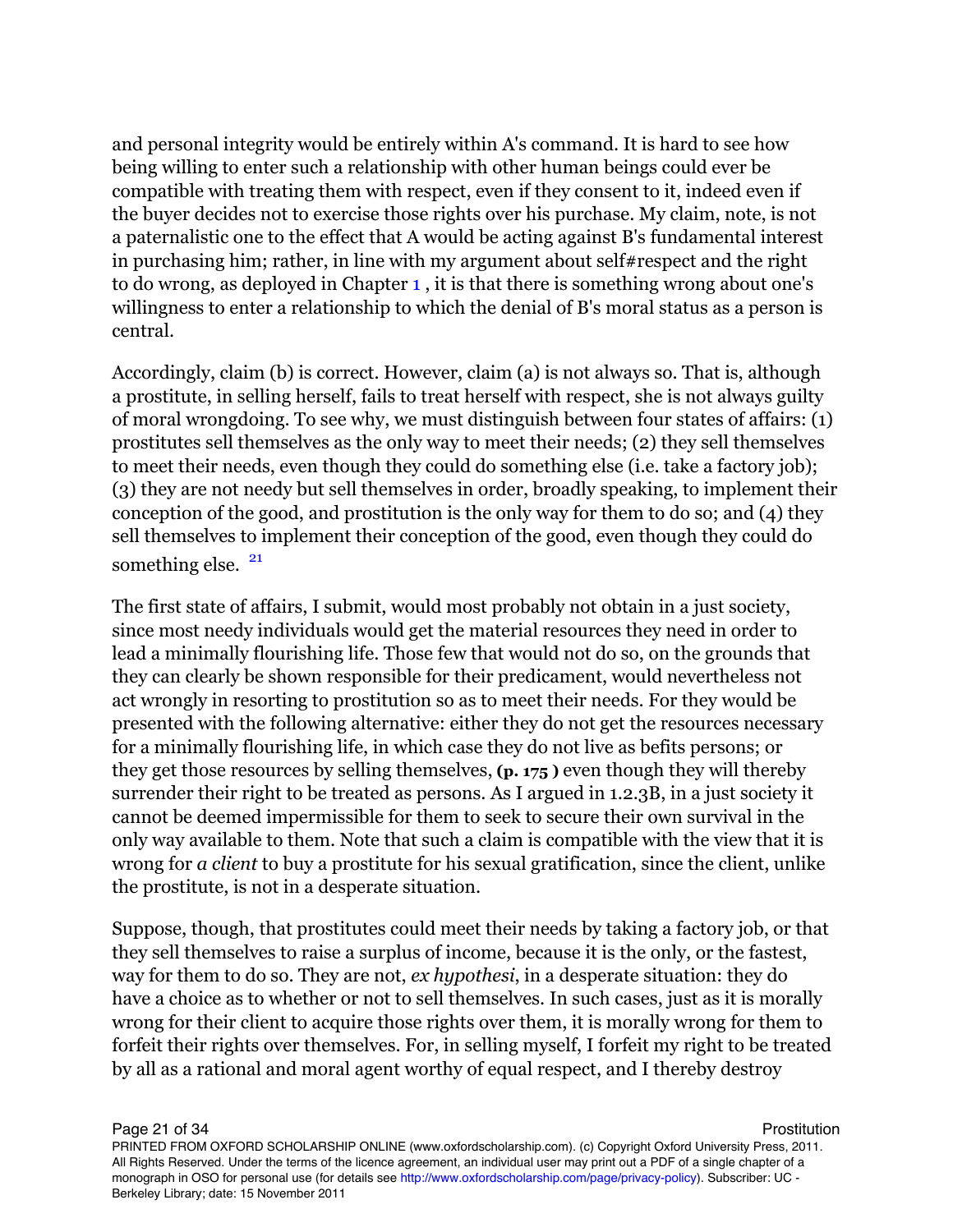and personal integrity would be entirely within A's command. It is hard to see how being willing to enter such a relationship with other human beings could ever be compatible with treating them with respect, even if they consent to it, indeed even if the buyer decides not to exercise those rights over his purchase. My claim, note, is not a paternalistic one to the effect that A would be acting against B's fundamental interest in purchasing him; rather, in line with my argument about self#respect and the right to do wrong, as deployed in Chapter 1, it is that there is something wrong about one's willingness to enter a relationship to which the denial of B's moral status as a person is central.

Accordingly, claim (b) is correct. However, claim (a) is not always so. That is, although a prostitute, in selling herself, fails to treat herself with respect, she is not always guilty of moral wrongdoing. To see why, we must distinguish between four states of affairs: (1) prostitutes sell themselves as the only way to meet their needs; (2) they sell themselves to meet their needs, even though they could do something else (i.e. take a factory job); (3) they are not needy but sell themselves in order, broadly speaking, to implement their conception of the good, and prostitution is the only way for them to do so; and (4) they sell themselves to implement their conception of the good, even though they could do something else. [21]

The first state of affairs, I submit, would most probably not obtain in a just society, since most needy individuals would get the material resources they need in order to lead a minimally flourishing life. Those few that would not do so, on the grounds that they can clearly be shown responsible for their predicament, would nevertheless not act wrongly in resorting to prostitution so as to meet their needs. For they would be presented with the following alternative: either they do not get the resources necessary for a minimally flourishing life, in which case they do not live as befits persons; or they get those resources by selling themselves, **(p. 175 )** even though they will thereby surrender their right to be treated as persons. As I argued in 1.2.3B, in a just society it cannot be deemed impermissible for them to seek to secure their own survival in the only way available to them. Note that such a claim is compatible with the view that it is wrong for *a client* to buy a prostitute for his sexual gratification, since the client, unlike the prostitute, is not in a desperate situation.

Suppose, though, that prostitutes could meet their needs by taking a factory job, or that they sell themselves to raise a surplus of income, because it is the only, or the fastest, way for them to do so. They are not, *ex hypothesi*, in a desperate situation: they do have a choice as to whether or not to sell themselves. In such cases, just as it is morally wrong for their client to acquire those rights over them, it is morally wrong for them to forfeit their rights over themselves. For, in selling myself, I forfeit my right to be treated by all as a rational and moral agent worthy of equal respect, and I thereby destroy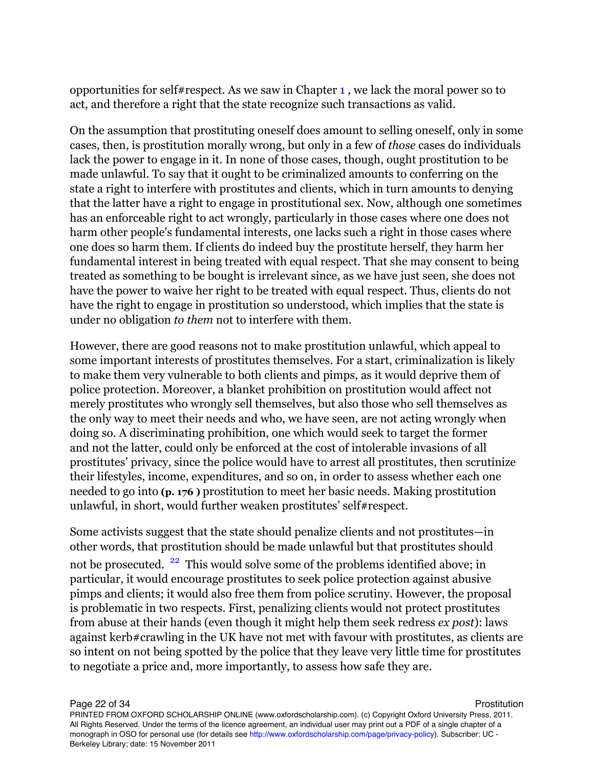opportunities for self#respect. As we saw in Chapter 1 , we lack the moral power so to act, and therefore a right that the state recognize such transactions as valid.

On the assumption that prostituting oneself does amount to selling oneself, only in some cases, then, is prostitution morally wrong, but only in a few of *those* cases do individuals lack the power to engage in it. In none of those cases, though, ought prostitution to be made unlawful. To say that it ought to be criminalized amounts to conferring on the state a right to interfere with prostitutes and clients, which in turn amounts to denying that the latter have a right to engage in prostitutional sex. Now, although one sometimes has an enforceable right to act wrongly, particularly in those cases where one does not harm other people's fundamental interests, one lacks such a right in those cases where one does so harm them. If clients do indeed buy the prostitute herself, they harm her fundamental interest in being treated with equal respect. That she may consent to being treated as something to be bought is irrelevant since, as we have just seen, she does not have the power to waive her right to be treated with equal respect. Thus, clients do not have the right to engage in prostitution so understood, which implies that the state is under no obligation *to them* not to interfere with them.

However, there are good reasons not to make prostitution unlawful, which appeal to some important interests of prostitutes themselves. For a start, criminalization is likely to make them very vulnerable to both clients and pimps, as it would deprive them of police protection. Moreover, a blanket prohibition on prostitution would affect not merely prostitutes who wrongly sell themselves, but also those who sell themselves as the only way to meet their needs and who, we have seen, are not acting wrongly when doing so. A discriminating prohibition, one which would seek to target the former and not the latter, could only be enforced at the cost of intolerable invasions of all prostitutes' privacy, since the police would have to arrest all prostitutes, then scrutinize their lifestyles, income, expenditures, and so on, in order to assess whether each one needed to go into **(p. 176 )** prostitution to meet her basic needs. Making prostitution unlawful, in short, would further weaken prostitutes' self#respect.

Some activists suggest that the state should penalize clients and not prostitutes—in other words, that prostitution should be made unlawful but that prostitutes should not be prosecuted. [22] This would solve some of the problems identified above; in particular, it would encourage prostitutes to seek police protection against abusive pimps and clients; it would also free them from police scrutiny. However, the proposal is problematic in two respects. First, penalizing clients would not protect prostitutes from abuse at their hands (even though it might help them seek redress *ex post*): laws against kerb#crawling in the UK have not met with favour with prostitutes, as clients are so intent on not being spotted by the police that they leave very little time for prostitutes to negotiate a price and, more importantly, to assess how safe they are.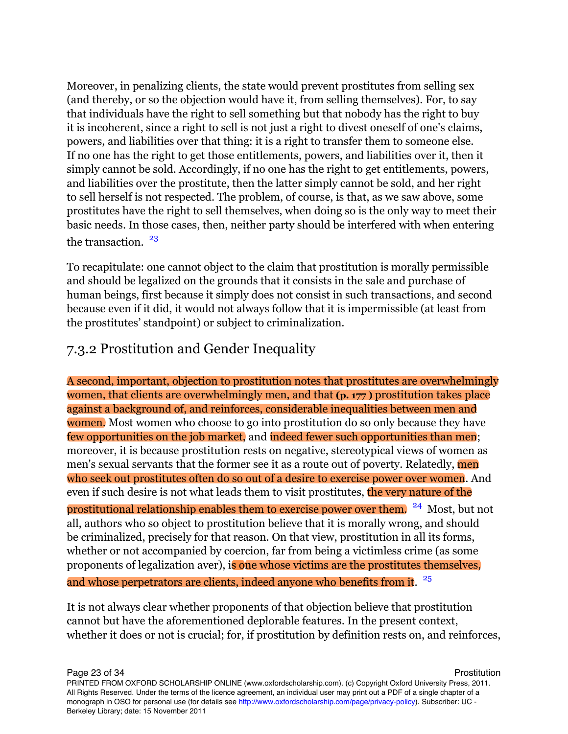Moreover, in penalizing clients, the state would prevent prostitutes from selling sex (and thereby, or so the objection would have it, from selling themselves). For, to say that individuals have the right to sell something but that nobody has the right to buy it is incoherent, since a right to sell is not just a right to divest oneself of one's claims, powers, and liabilities over that thing: it is a right to transfer them to someone else. If no one has the right to get those entitlements, powers, and liabilities over it, then it simply cannot be sold. Accordingly, if no one has the right to get entitlements, powers, and liabilities over the prostitute, then the latter simply cannot be sold, and her right to sell herself is not respected. The problem, of course, is that, as we saw above, some prostitutes have the right to sell themselves, when doing so is the only way to meet their basic needs. In those cases, then, neither party should be interfered with when entering the transaction. [23]

To recapitulate: one cannot object to the claim that prostitution is morally permissible and should be legalized on the grounds that it consists in the sale and purchase of human beings, first because it simply does not consist in such transactions, and second because even if it did, it would not always follow that it is impermissible (at least from the prostitutes' standpoint) or subject to criminalization.

## 7.3.2 Prostitution and Gender Inequality

A second, important, objection to prostitution notes that prostitutes are overwhelmingly women, that clients are overwhelmingly men, and that **(p. 177 )** prostitution takes place against a background of, and reinforces, considerable inequalities between men and women. Most women who choose to go into prostitution do so only because they have few opportunities on the job market, and indeed fewer such opportunities than men; moreover, it is because prostitution rests on negative, stereotypical views of women as men's sexual servants that the former see it as a route out of poverty. Relatedly, men who seek out prostitutes often do so out of a desire to exercise power over women. And even if such desire is not what leads them to visit prostitutes, the very nature of the prostitutional relationship enables them to exercise power over them. [24] Most, but not all, authors who so object to prostitution believe that it is morally wrong, and should be criminalized, precisely for that reason. On that view, prostitution in all its forms, whether or not accompanied by coercion, far from being a victimless crime (as some proponents of legalization aver), is one whose victims are the prostitutes themselves, and whose perpetrators are clients, indeed anyone who benefits from it. [25]

It is not always clear whether proponents of that objection believe that prostitution cannot but have the aforementioned deplorable features. In the present context, whether it does or not is crucial; for, if prostitution by definition rests on, and reinforces,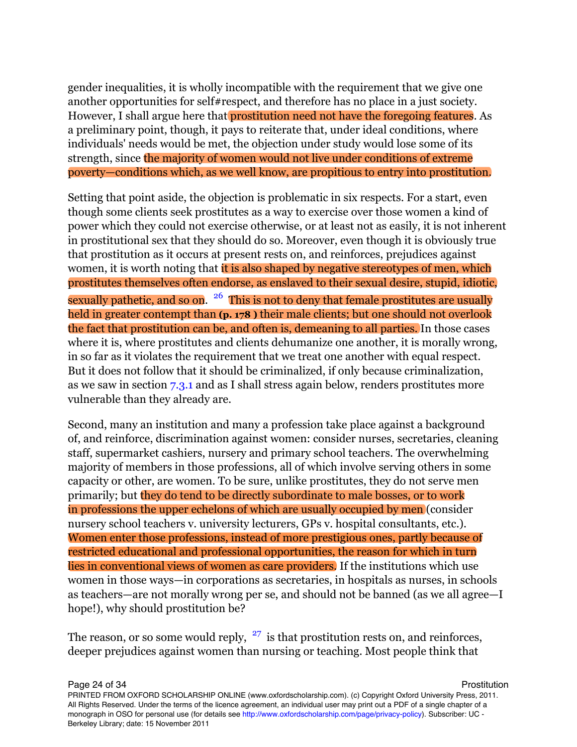gender inequalities, it is wholly incompatible with the requirement that we give one another opportunities for self#respect, and therefore has no place in a just society. However, I shall argue here that prostitution need not have the foregoing features. As a preliminary point, though, it pays to reiterate that, under ideal conditions, where individuals' needs would be met, the objection under study would lose some of its strength, since the majority of women would not live under conditions of extreme poverty—conditions which, as we well know, are propitious to entry into prostitution.

Setting that point aside, the objection is problematic in six respects. For a start, even though some clients seek prostitutes as a way to exercise over those women a kind of power which they could not exercise otherwise, or at least not as easily, it is not inherent in prostitutional sex that they should do so. Moreover, even though it is obviously true that prostitution as it occurs at present rests on, and reinforces, prejudices against women, it is worth noting that it is also shaped by negative stereotypes of men, which prostitutes themselves often endorse, as enslaved to their sexual desire, stupid, idiotic, sexually pathetic, and so on. [26] This is not to deny that female prostitutes are usually held in greater contempt than **(p. 178 )** their male clients; but one should not overlook the fact that prostitution can be, and often is, demeaning to all parties. In those cases where it is, where prostitutes and clients dehumanize one another, it is morally wrong, in so far as it violates the requirement that we treat one another with equal respect. But it does not follow that it should be criminalized, if only because criminalization, as we saw in section 7.3.1 and as I shall stress again below, renders prostitutes more vulnerable than they already are.

Second, many an institution and many a profession take place against a background of, and reinforce, discrimination against women: consider nurses, secretaries, cleaning staff, supermarket cashiers, nursery and primary school teachers. The overwhelming majority of members in those professions, all of which involve serving others in some capacity or other, are women. To be sure, unlike prostitutes, they do not serve men primarily; but they do tend to be directly subordinate to male bosses, or to work in professions the upper echelons of which are usually occupied by men (consider nursery school teachers v. university lecturers, GPs v. hospital consultants, etc.). Women enter those professions, instead of more prestigious ones, partly because of restricted educational and professional opportunities, the reason for which in turn lies in conventional views of women as care providers. If the institutions which use women in those ways—in corporations as secretaries, in hospitals as nurses, in schools as teachers—are not morally wrong per se, and should not be banned (as we all agree—I hope!), why should prostitution be?

The reason, or so some would reply, [27] is that prostitution rests on, and reinforces, deeper prejudices against women than nursing or teaching. Most people think that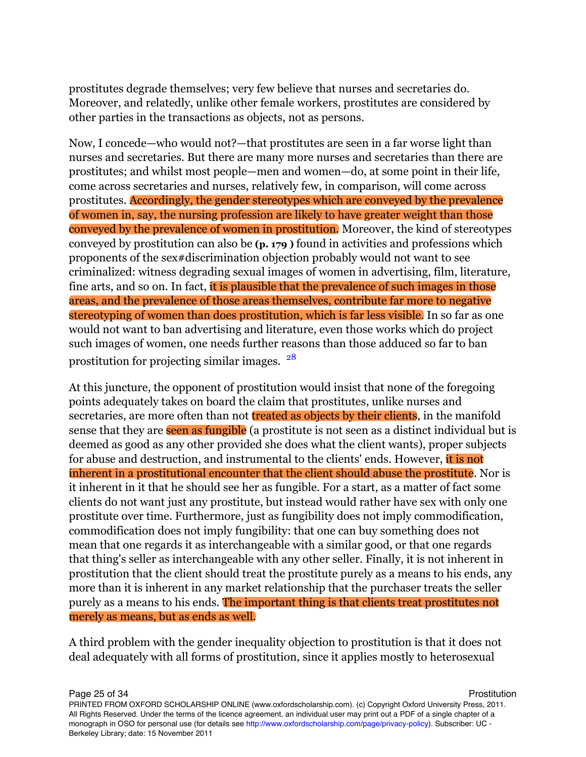prostitutes degrade themselves; very few believe that nurses and secretaries do. Moreover, and relatedly, unlike other female workers, prostitutes are considered by other parties in the transactions as objects, not as persons.

Now, I concede—who would not?—that prostitutes are seen in a far worse light than nurses and secretaries. But there are many more nurses and secretaries than there are prostitutes; and whilst most people—men and women—do, at some point in their life, come across secretaries and nurses, relatively few, in comparison, will come across prostitutes. Accordingly, the gender stereotypes which are conveyed by the prevalence of women in, say, the nursing profession are likely to have greater weight than those conveyed by the prevalence of women in prostitution. Moreover, the kind of stereotypes conveyed by prostitution can also be **(p. 179 )** found in activities and professions which proponents of the sex#discrimination objection probably would not want to see criminalized: witness degrading sexual images of women in advertising, film, literature, fine arts, and so on. In fact, it is plausible that the prevalence of such images in those areas, and the prevalence of those areas themselves, contribute far more to negative stereotyping of women than does prostitution, which is far less visible. In so far as one would not want to ban advertising and literature, even those works which do project such images of women, one needs further reasons than those adduced so far to ban prostitution for projecting similar images. [28]

At this juncture, the opponent of prostitution would insist that none of the foregoing points adequately takes on board the claim that prostitutes, unlike nurses and secretaries, are more often than not treated as objects by their clients, in the manifold sense that they are seen as fungible (a prostitute is not seen as a distinct individual but is deemed as good as any other provided she does what the client wants), proper subjects for abuse and destruction, and instrumental to the clients' ends. However, it is not inherent in a prostitutional encounter that the client should abuse the prostitute. Nor is it inherent in it that he should see her as fungible. For a start, as a matter of fact some clients do not want just any prostitute, but instead would rather have sex with only one prostitute over time. Furthermore, just as fungibility does not imply commodification, commodification does not imply fungibility: that one can buy something does not mean that one regards it as interchangeable with a similar good, or that one regards that thing's seller as interchangeable with any other seller. Finally, it is not inherent in prostitution that the client should treat the prostitute purely as a means to his ends, any more than it is inherent in any market relationship that the purchaser treats the seller purely as a means to his ends. The important thing is that clients treat prostitutes not merely as means, but as ends as well.

A third problem with the gender inequality objection to prostitution is that it does not deal adequately with all forms of prostitution, since it applies mostly to heterosexual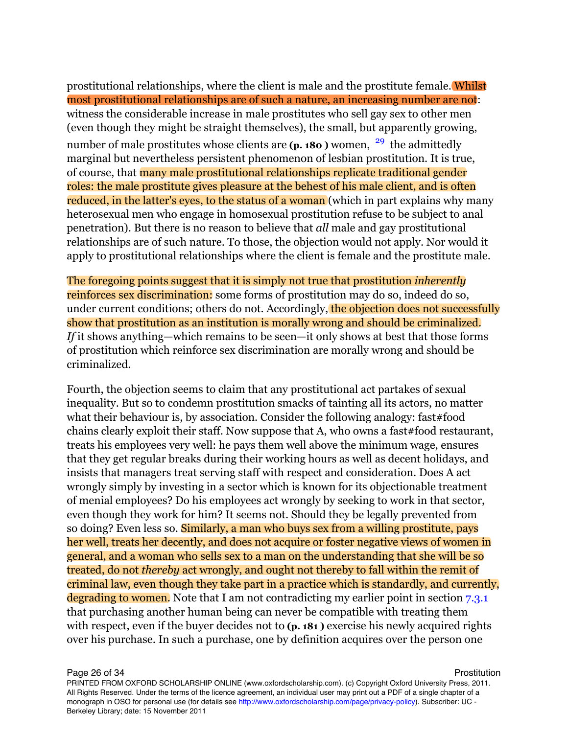prostitutional relationships, where the client is male and the prostitute female. Whilst most prostitutional relationships are of such a nature, an increasing number are not: witness the considerable increase in male prostitutes who sell gay sex to other men (even though they might be straight themselves), the small, but apparently growing, number of male prostitutes whose clients are **(p. 180 )** women, [29] the admittedly marginal but nevertheless persistent phenomenon of lesbian prostitution. It is true, of course, that many male prostitutional relationships replicate traditional gender roles: the male prostitute gives pleasure at the behest of his male client, and is often reduced, in the latter's eyes, to the status of a woman (which in part explains why many heterosexual men who engage in homosexual prostitution refuse to be subject to anal penetration). But there is no reason to believe that *all* male and gay prostitutional relationships are of such nature. To those, the objection would not apply. Nor would it apply to prostitutional relationships where the client is female and the prostitute male.

The foregoing points suggest that it is simply not true that prostitution *inherently* reinforces sex discrimination: some forms of prostitution may do so, indeed do so, under current conditions; others do not. Accordingly, the objection does not successfully show that prostitution as an institution is morally wrong and should be criminalized. *If* it shows anything—which remains to be seen—it only shows at best that those forms of prostitution which reinforce sex discrimination are morally wrong and should be criminalized.

Fourth, the objection seems to claim that any prostitutional act partakes of sexual inequality. But so to condemn prostitution smacks of tainting all its actors, no matter what their behaviour is, by association. Consider the following analogy: fast#food chains clearly exploit their staff. Now suppose that A, who owns a fast#food restaurant, treats his employees very well: he pays them well above the minimum wage, ensures that they get regular breaks during their working hours as well as decent holidays, and insists that managers treat serving staff with respect and consideration. Does A act wrongly simply by investing in a sector which is known for its objectionable treatment of menial employees? Do his employees act wrongly by seeking to work in that sector, even though they work for him? It seems not. Should they be legally prevented from so doing? Even less so. Similarly, a man who buys sex from a willing prostitute, pays her well, treats her decently, and does not acquire or foster negative views of women in general, and a woman who sells sex to a man on the understanding that she will be so treated, do not *thereby* act wrongly, and ought not thereby to fall within the remit of criminal law, even though they take part in a practice which is standardly, and currently, degrading to women. Note that I am not contradicting my earlier point in section 7.3.1 that purchasing another human being can never be compatible with treating them with respect, even if the buyer decides not to **(p. 181 )** exercise his newly acquired rights over his purchase. In such a purchase, one by definition acquires over the person one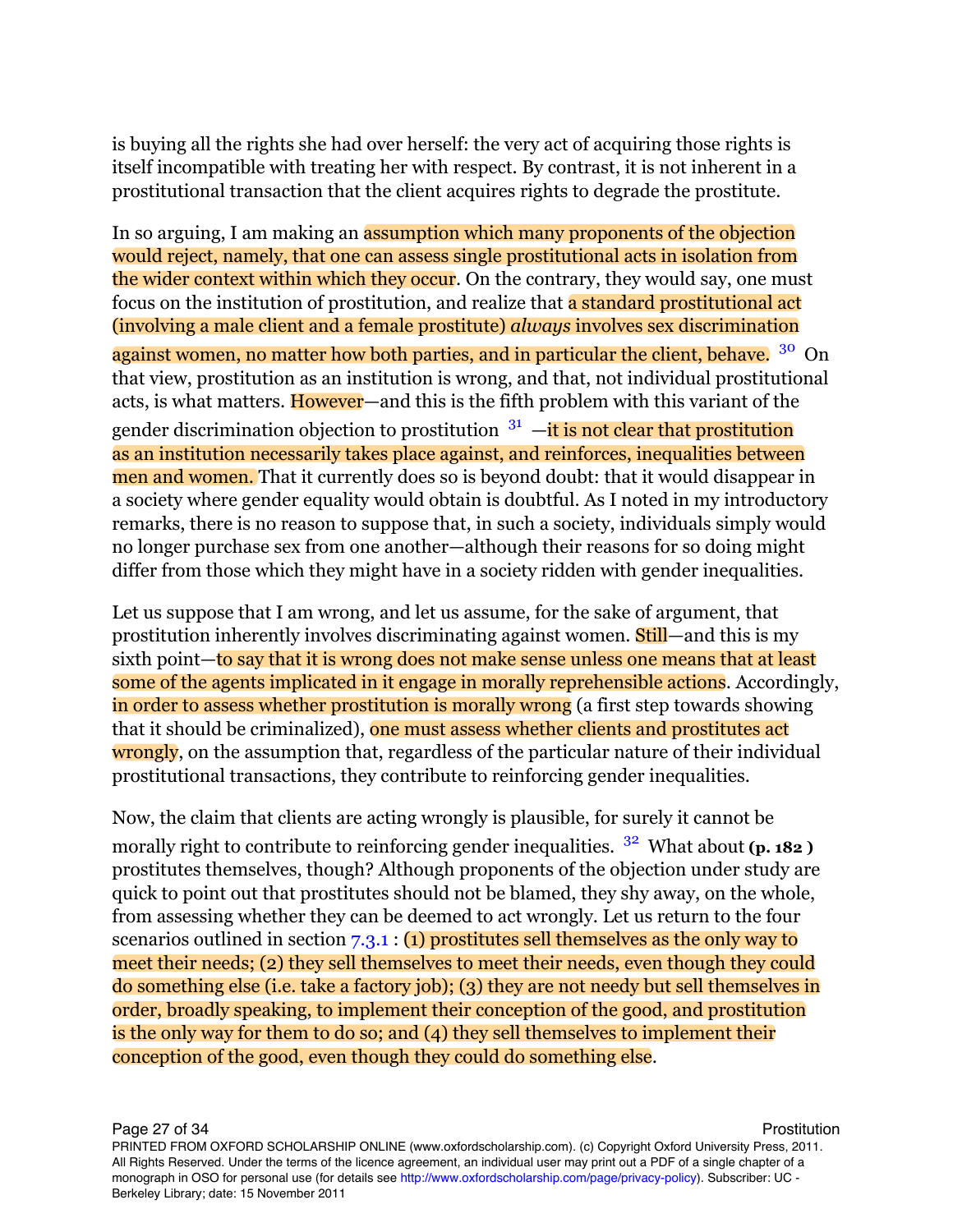is buying all the rights she had over herself: the very act of acquiring those rights is itself incompatible with treating her with respect. By contrast, it is not inherent in a prostitutional transaction that the client acquires rights to degrade the prostitute.

In so arguing, I am making an assumption which many proponents of the objection would reject, namely, that one can assess single prostitutional acts in isolation from the wider context within which they occur. On the contrary, they would say, one must focus on the institution of prostitution, and realize that a standard prostitutional act (involving a male client and a female prostitute) *always* involves sex discrimination against women, no matter how both parties, and in particular the client, behave. [30] On that view, prostitution as an institution is wrong, and that, not individual prostitutional acts, is what matters. However—and this is the fifth problem with this variant of the gender discrimination objection to prostitution [31] —it is not clear that prostitution as an institution necessarily takes place against, and reinforces, inequalities between men and women. That it currently does so is beyond doubt: that it would disappear in a society where gender equality would obtain is doubtful. As I noted in my introductory remarks, there is no reason to suppose that, in such a society, individuals simply would no longer purchase sex from one another—although their reasons for so doing might differ from those which they might have in a society ridden with gender inequalities.

Let us suppose that I am wrong, and let us assume, for the sake of argument, that prostitution inherently involves discriminating against women. Still—and this is my sixth point—to say that it is wrong does not make sense unless one means that at least some of the agents implicated in it engage in morally reprehensible actions. Accordingly, in order to assess whether prostitution is morally wrong (a first step towards showing that it should be criminalized), one must assess whether clients and prostitutes act wrongly, on the assumption that, regardless of the particular nature of their individual prostitutional transactions, they contribute to reinforcing gender inequalities.

Now, the claim that clients are acting wrongly is plausible, for surely it cannot be morally right to contribute to reinforcing gender inequalities. [32] What about **(p. 182 )** prostitutes themselves, though? Although proponents of the objection under study are quick to point out that prostitutes should not be blamed, they shy away, on the whole, from assessing whether they can be deemed to act wrongly. Let us return to the four scenarios outlined in section 7.3.1 : (1) prostitutes sell themselves as the only way to meet their needs; (2) they sell themselves to meet their needs, even though they could do something else (i.e. take a factory job); (3) they are not needy but sell themselves in order, broadly speaking, to implement their conception of the good, and prostitution is the only way for them to do so; and (4) they sell themselves to implement their conception of the good, even though they could do something else.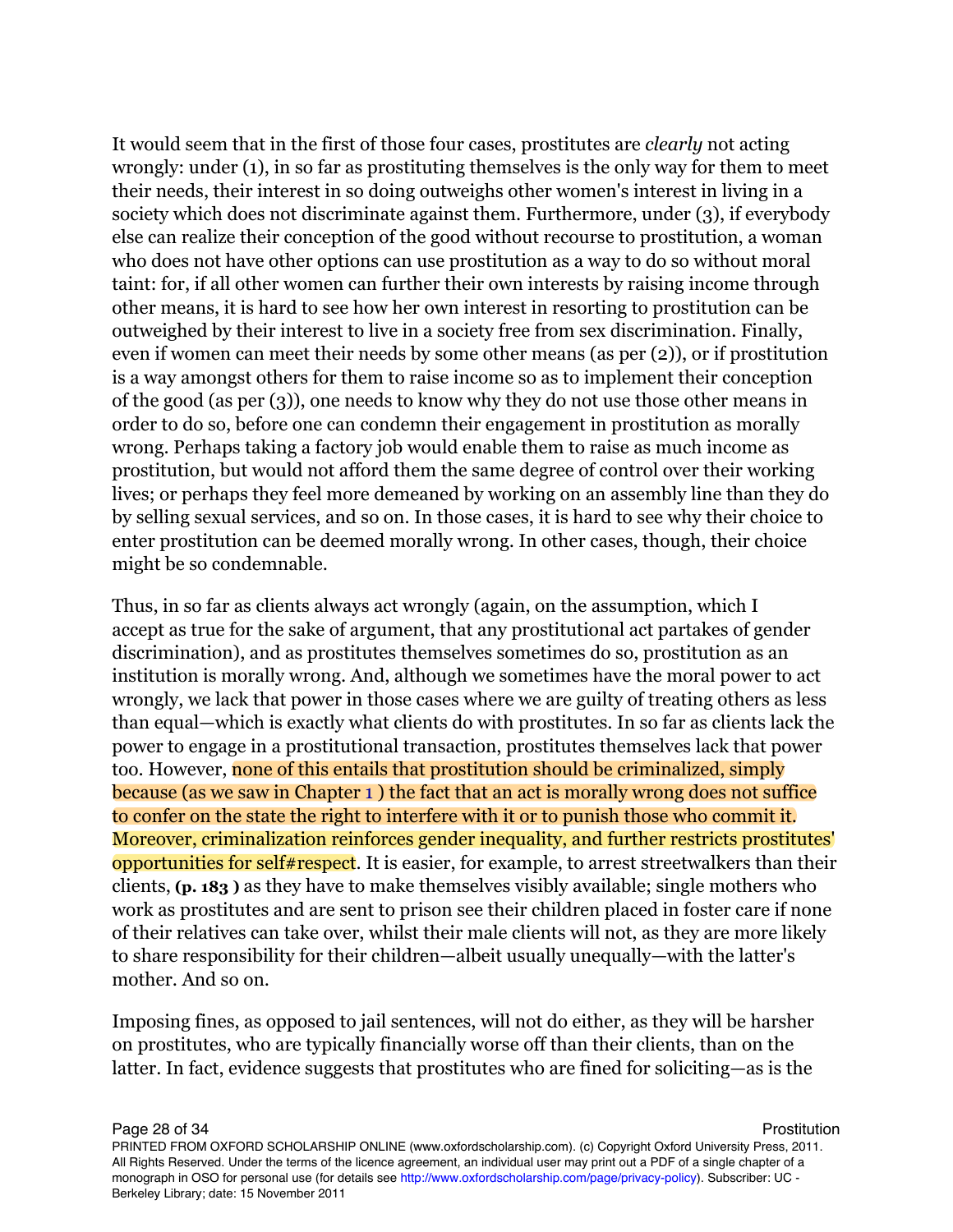It would seem that in the first of those four cases, prostitutes are *clearly* not acting wrongly: under (1), in so far as prostituting themselves is the only way for them to meet their needs, their interest in so doing outweighs other women's interest in living in a society which does not discriminate against them. Furthermore, under (3), if everybody else can realize their conception of the good without recourse to prostitution, a woman who does not have other options can use prostitution as a way to do so without moral taint: for, if all other women can further their own interests by raising income through other means, it is hard to see how her own interest in resorting to prostitution can be outweighed by their interest to live in a society free from sex discrimination. Finally, even if women can meet their needs by some other means (as per (2)), or if prostitution is a way amongst others for them to raise income so as to implement their conception of the good (as per (3)), one needs to know why they do not use those other means in order to do so, before one can condemn their engagement in prostitution as morally wrong. Perhaps taking a factory job would enable them to raise as much income as prostitution, but would not afford them the same degree of control over their working lives; or perhaps they feel more demeaned by working on an assembly line than they do by selling sexual services, and so on. In those cases, it is hard to see why their choice to enter prostitution can be deemed morally wrong. In other cases, though, their choice might be so condemnable.

Thus, in so far as clients always act wrongly (again, on the assumption, which I accept as true for the sake of argument, that any prostitutional act partakes of gender discrimination), and as prostitutes themselves sometimes do so, prostitution as an institution is morally wrong. And, although we sometimes have the moral power to act wrongly, we lack that power in those cases where we are guilty of treating others as less than equal—which is exactly what clients do with prostitutes. In so far as clients lack the power to engage in a prostitutional transaction, prostitutes themselves lack that power too. However, none of this entails that prostitution should be criminalized, simply because (as we saw in Chapter 1) the fact that an act is morally wrong does not suffice to confer on the state the right to interfere with it or to punish those who commit it. Moreover, criminalization reinforces gender inequality, and further restricts prostitutes' opportunities for self#respect. It is easier, for example, to arrest streetwalkers than their clients, **(p. 183 )** as they have to make themselves visibly available; single mothers who work as prostitutes and are sent to prison see their children placed in foster care if none of their relatives can take over, whilst their male clients will not, as they are more likely to share responsibility for their children—albeit usually unequally—with the latter's mother. And so on.

Imposing fines, as opposed to jail sentences, will not do either, as they will be harsher on prostitutes, who are typically financially worse off than their clients, than on the latter. In fact, evidence suggests that prostitutes who are fined for soliciting—as is the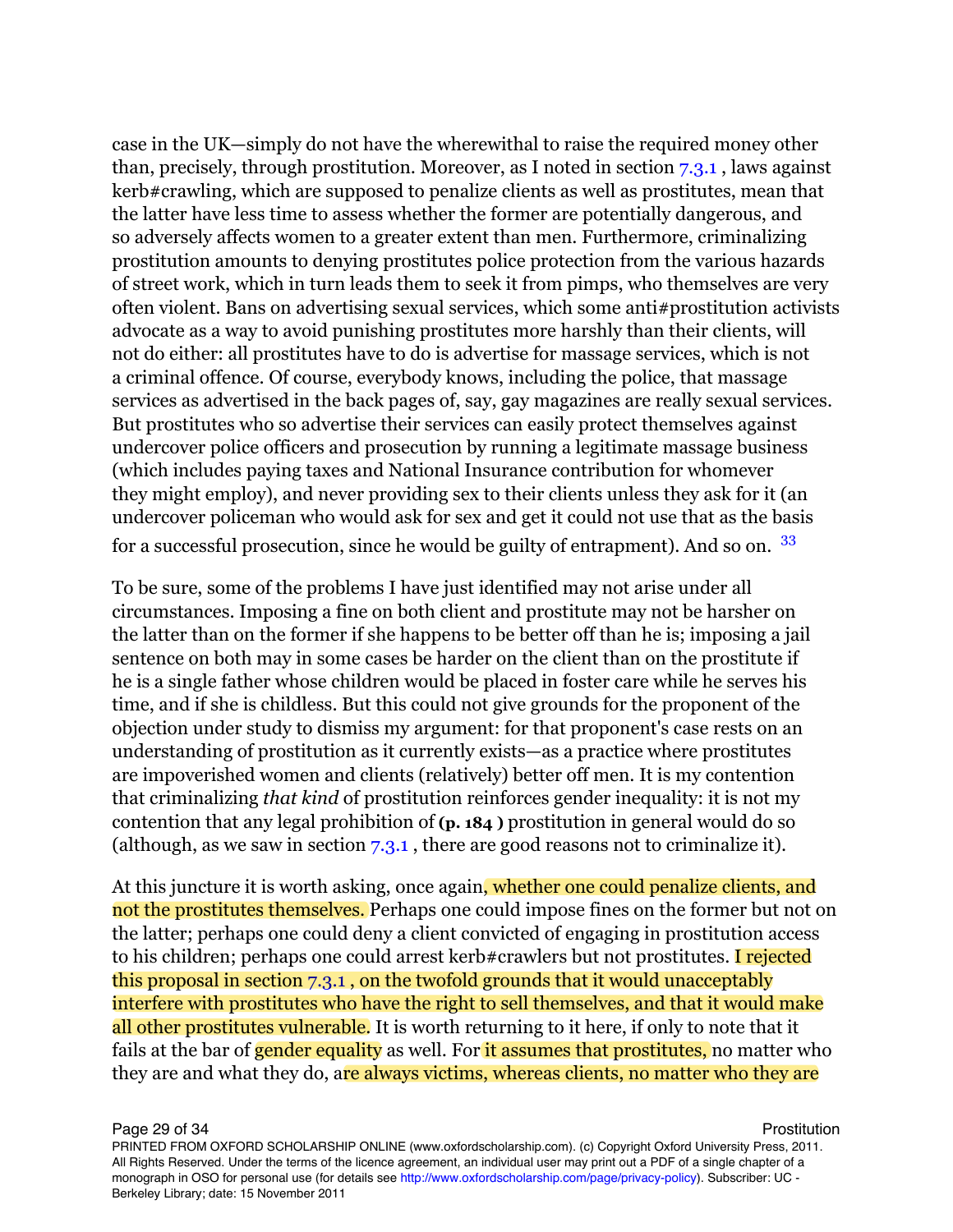case in the UK—simply do not have the wherewithal to raise the required money other than, precisely, through prostitution. Moreover, as I noted in section 7.3.1 , laws against kerb#crawling, which are supposed to penalize clients as well as prostitutes, mean that the latter have less time to assess whether the former are potentially dangerous, and so adversely affects women to a greater extent than men. Furthermore, criminalizing prostitution amounts to denying prostitutes police protection from the various hazards of street work, which in turn leads them to seek it from pimps, who themselves are very often violent. Bans on advertising sexual services, which some anti#prostitution activists advocate as a way to avoid punishing prostitutes more harshly than their clients, will not do either: all prostitutes have to do is advertise for massage services, which is not a criminal offence. Of course, everybody knows, including the police, that massage services as advertised in the back pages of, say, gay magazines are really sexual services. But prostitutes who so advertise their services can easily protect themselves against undercover police officers and prosecution by running a legitimate massage business (which includes paying taxes and National Insurance contribution for whomever they might employ), and never providing sex to their clients unless they ask for it (an undercover policeman who would ask for sex and get it could not use that as the basis for a successful prosecution, since he would be guilty of entrapment). And so on. [33]

To be sure, some of the problems I have just identified may not arise under all circumstances. Imposing a fine on both client and prostitute may not be harsher on the latter than on the former if she happens to be better off than he is; imposing a jail sentence on both may in some cases be harder on the client than on the prostitute if he is a single father whose children would be placed in foster care while he serves his time, and if she is childless. But this could not give grounds for the proponent of the objection under study to dismiss my argument: for that proponent's case rests on an understanding of prostitution as it currently exists—as a practice where prostitutes are impoverished women and clients (relatively) better off men. It is my contention that criminalizing *that kind* of prostitution reinforces gender inequality: it is not my contention that any legal prohibition of **(p. 184 )** prostitution in general would do so (although, as we saw in section 7.3.1 , there are good reasons not to criminalize it).

At this juncture it is worth asking, once again, whether one could penalize clients, and not the prostitutes themselves. Perhaps one could impose fines on the former but not on the latter; perhaps one could deny a client convicted of engaging in prostitution access to his children; perhaps one could arrest kerb#crawlers but not prostitutes. I rejected this proposal in section 7.3.1 , on the twofold grounds that it would unacceptably interfere with prostitutes who have the right to sell themselves, and that it would make all other prostitutes vulnerable. It is worth returning to it here, if only to note that it fails at the bar of gender equality as well. For it assumes that prostitutes, no matter who they are and what they do, are always victims, whereas clients, no matter who they are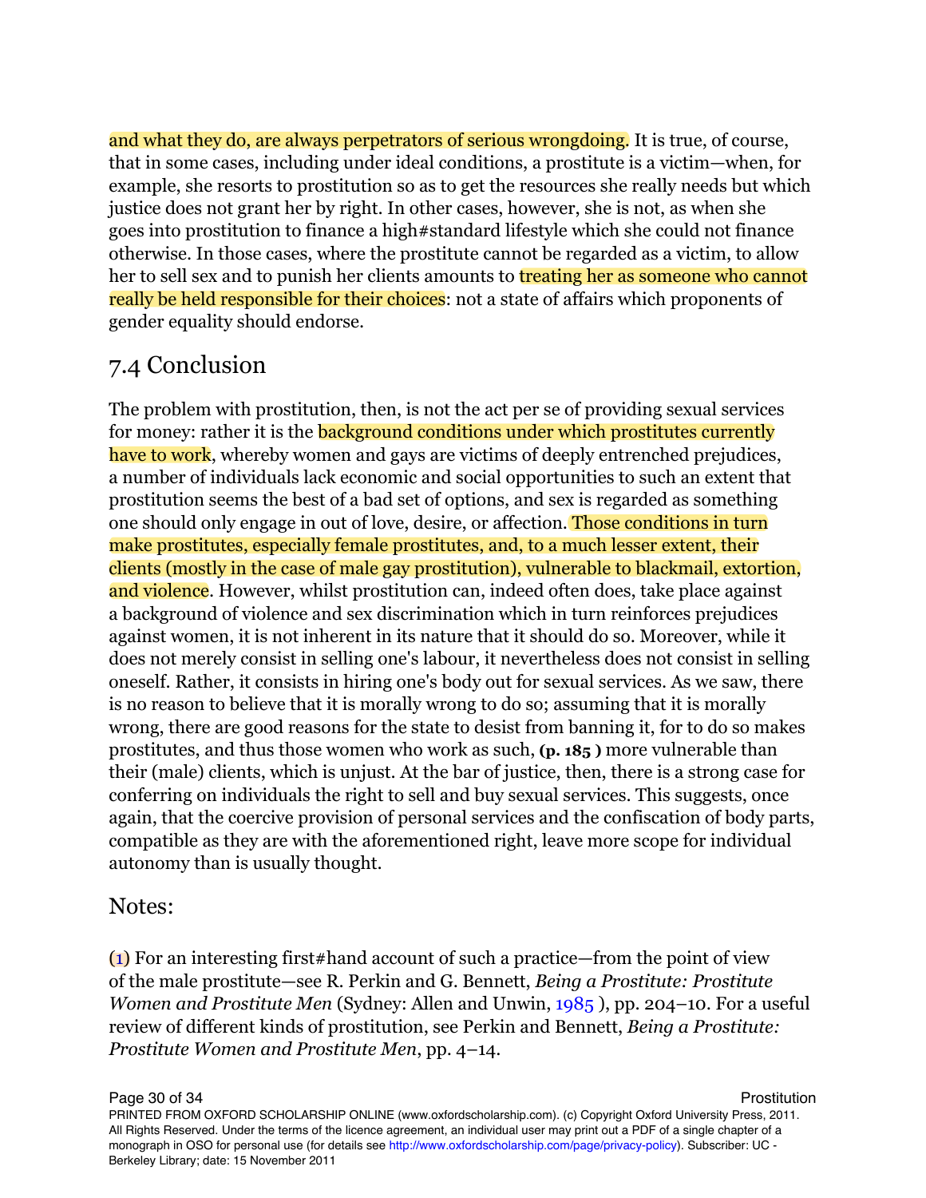and what they do, are always perpetrators of serious wrongdoing. It is true, of course, that in some cases, including under ideal conditions, a prostitute is a victim—when, for example, she resorts to prostitution so as to get the resources she really needs but which justice does not grant her by right. In other cases, however, she is not, as when she goes into prostitution to finance a high#standard lifestyle which she could not finance otherwise. In those cases, where the prostitute cannot be regarded as a victim, to allow her to sell sex and to punish her clients amounts to treating her as someone who cannot really be held responsible for their choices: not a state of affairs which proponents of gender equality should endorse.

## 7.4 Conclusion

The problem with prostitution, then, is not the act per se of providing sexual services for money: rather it is the background conditions under which prostitutes currently have to work, whereby women and gays are victims of deeply entrenched prejudices, a number of individuals lack economic and social opportunities to such an extent that prostitution seems the best of a bad set of options, and sex is regarded as something one should only engage in out of love, desire, or affection. Those conditions in turn make prostitutes, especially female prostitutes, and, to a much lesser extent, their clients (mostly in the case of male gay prostitution), vulnerable to blackmail, extortion, and violence. However, whilst prostitution can, indeed often does, take place against a background of violence and sex discrimination which in turn reinforces prejudices against women, it is not inherent in its nature that it should do so. Moreover, while it does not merely consist in selling one's labour, it nevertheless does not consist in selling oneself. Rather, it consists in hiring one's body out for sexual services. As we saw, there is no reason to believe that it is morally wrong to do so; assuming that it is morally wrong, there are good reasons for the state to desist from banning it, for to do so makes prostitutes, and thus those women who work as such, **(p. 185 )** more vulnerable than their (male) clients, which is unjust. At the bar of justice, then, there is a strong case for conferring on individuals the right to sell and buy sexual services. This suggests, once again, that the coercive provision of personal services and the confiscation of body parts, compatible as they are with the aforementioned right, leave more scope for individual autonomy than is usually thought.

## Notes:

(1) For an interesting first#hand account of such a practice—from the point of view of the male prostitute—see R. Perkin and G. Bennett, *Being a Prostitute: Prostitute Women and Prostitute Men* (Sydney: Allen and Unwin, 1985 ), pp. 204–10. For a useful review of different kinds of prostitution, see Perkin and Bennett, *Being a Prostitute: Prostitute Women and Prostitute Men*, pp. 4–14.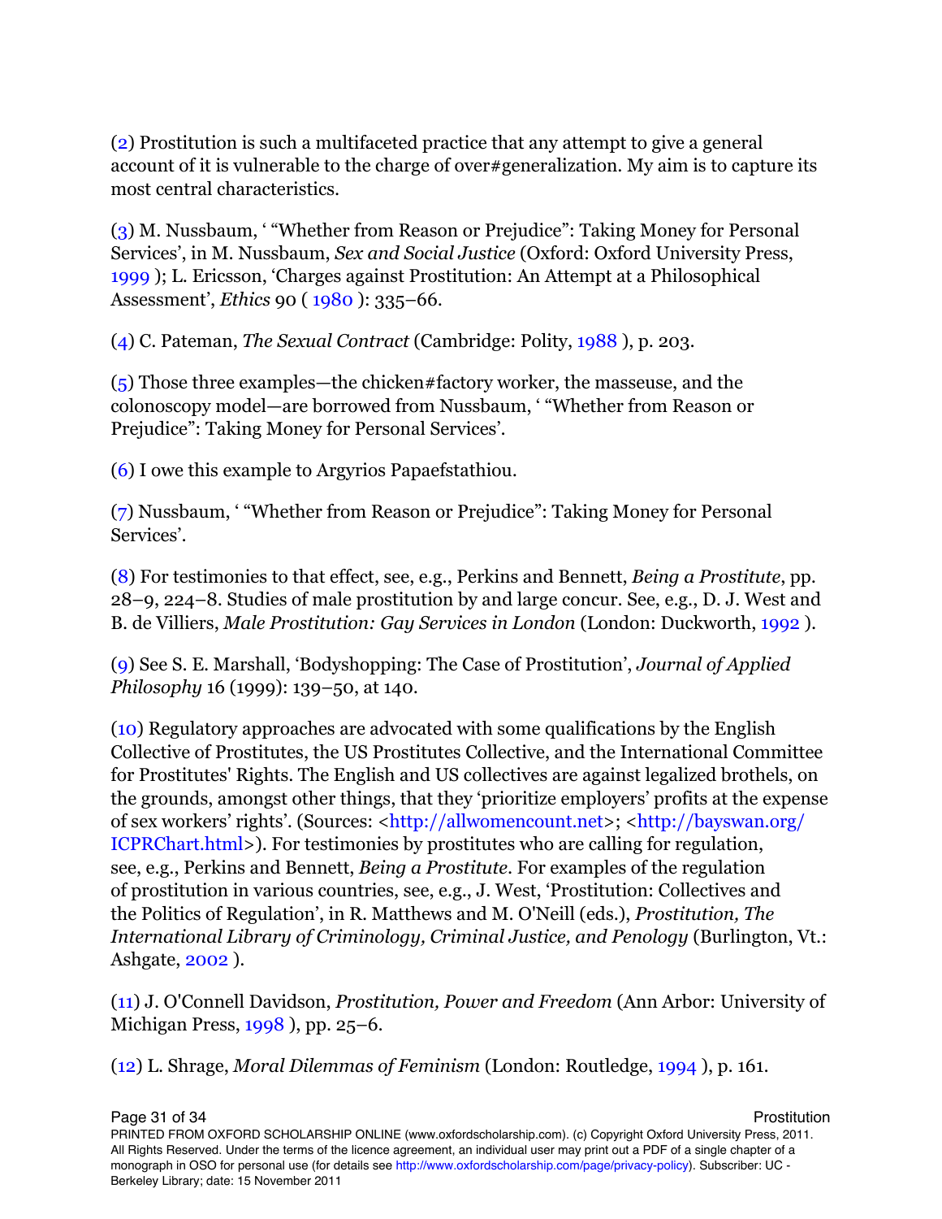(2) Prostitution is such a multifaceted practice that any attempt to give a general account of it is vulnerable to the charge of over#generalization. My aim is to capture its most central characteristics.

(3) M. Nussbaum, ' "Whether from Reason or Prejudice": Taking Money for Personal Services', in M. Nussbaum, *Sex and Social Justice* (Oxford: Oxford University Press, 1999 ); L. Ericsson, 'Charges against Prostitution: An Attempt at a Philosophical Assessment', *Ethics* 90 ( 1980 ): 335–66.

(4) C. Pateman, *The Sexual Contract* (Cambridge: Polity, 1988 ), p. 203.

(5) Those three examples—the chicken#factory worker, the masseuse, and the colonoscopy model—are borrowed from Nussbaum, ' "Whether from Reason or Prejudice": Taking Money for Personal Services'.

(6) I owe this example to Argyrios Papaefstathiou.

(7) Nussbaum, ' "Whether from Reason or Prejudice": Taking Money for Personal Services'.

(8) For testimonies to that effect, see, e.g., Perkins and Bennett, *Being a Prostitute*, pp. 28–9, 224–8. Studies of male prostitution by and large concur. See, e.g., D. J. West and B. de Villiers, *Male Prostitution: Gay Services in London* (London: Duckworth, 1992 ).

(9) See S. E. Marshall, 'Bodyshopping: The Case of Prostitution', *Journal of Applied Philosophy* 16 (1999): 139–50, at 140.

(10) Regulatory approaches are advocated with some qualifications by the English Collective of Prostitutes, the US Prostitutes Collective, and the International Committee for Prostitutes' Rights. The English and US collectives are against legalized brothels, on the grounds, amongst other things, that they 'prioritize employers' profits at the expense of sex workers' rights'. (Sources: <http://allwomencount.net>; <http://bayswan.org/ICPRChart.html>). For testimonies by prostitutes who are calling for regulation, see, e.g., Perkins and Bennett, *Being a Prostitute*. For examples of the regulation of prostitution in various countries, see, e.g., J. West, 'Prostitution: Collectives and the Politics of Regulation', in R. Matthews and M. O'Neill (eds.), *Prostitution, The International Library of Criminology, Criminal Justice, and Penology* (Burlington, Vt.: Ashgate, 2002 ).

(11) J. O'Connell Davidson, *Prostitution, Power and Freedom* (Ann Arbor: University of Michigan Press, 1998 ), pp. 25–6.

(12) L. Shrage, *Moral Dilemmas of Feminism* (London: Routledge, 1994 ), p. 161.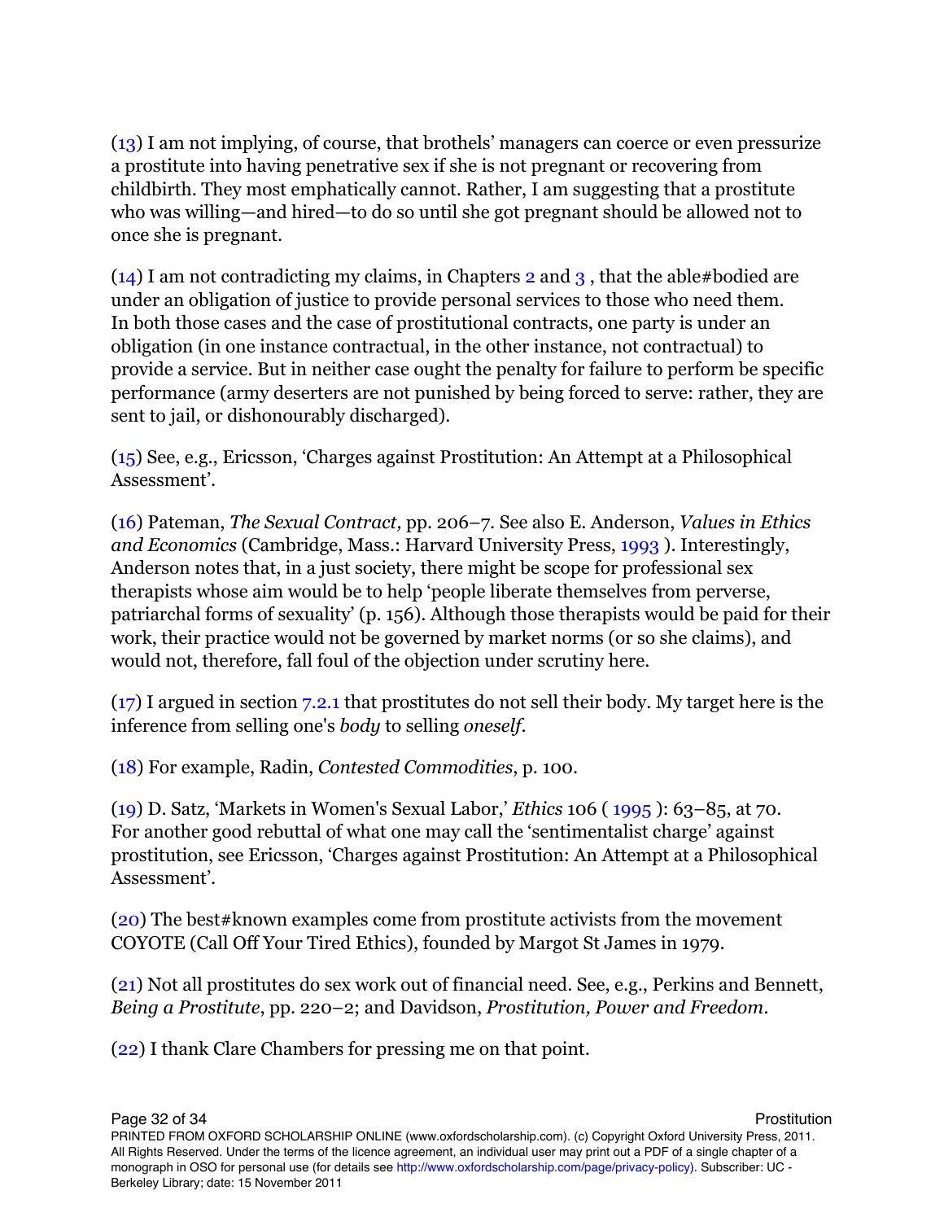(13) I am not implying, of course, that brothels' managers can coerce or even pressurize a prostitute into having penetrative sex if she is not pregnant or recovering from childbirth. They most emphatically cannot. Rather, I am suggesting that a prostitute who was willing—and hired—to do so until she got pregnant should be allowed not to once she is pregnant.

(14) I am not contradicting my claims, in Chapters 2 and 3 , that the able#bodied are under an obligation of justice to provide personal services to those who need them. In both those cases and the case of prostitutional contracts, one party is under an obligation (in one instance contractual, in the other instance, not contractual) to provide a service. But in neither case ought the penalty for failure to perform be specific performance (army deserters are not punished by being forced to serve: rather, they are sent to jail, or dishonourably discharged).

(15) See, e.g., Ericsson, 'Charges against Prostitution: An Attempt at a Philosophical Assessment'.

(16) Pateman, *The Sexual Contract,* pp. 206–7. See also E. Anderson, *Values in Ethics and Economics* (Cambridge, Mass.: Harvard University Press, 1993 ). Interestingly, Anderson notes that, in a just society, there might be scope for professional sex therapists whose aim would be to help 'people liberate themselves from perverse, patriarchal forms of sexuality' (p. 156). Although those therapists would be paid for their work, their practice would not be governed by market norms (or so she claims), and would not, therefore, fall foul of the objection under scrutiny here.

(17) I argued in section 7.2.1 that prostitutes do not sell their body. My target here is the inference from selling one's *body* to selling *oneself*.

(18) For example, Radin, *Contested Commodities*, p. 100.

(19) D. Satz, 'Markets in Women's Sexual Labor,' *Ethics* 106 ( 1995 ): 63–85, at 70. For another good rebuttal of what one may call the 'sentimentalist charge' against prostitution, see Ericsson, 'Charges against Prostitution: An Attempt at a Philosophical Assessment'.

(20) The best#known examples come from prostitute activists from the movement COYOTE (Call Off Your Tired Ethics), founded by Margot St James in 1979.

(21) Not all prostitutes do sex work out of financial need. See, e.g., Perkins and Bennett, *Being a Prostitute*, pp. 220–2; and Davidson, *Prostitution, Power and Freedom*.

(22) I thank Clare Chambers for pressing me on that point.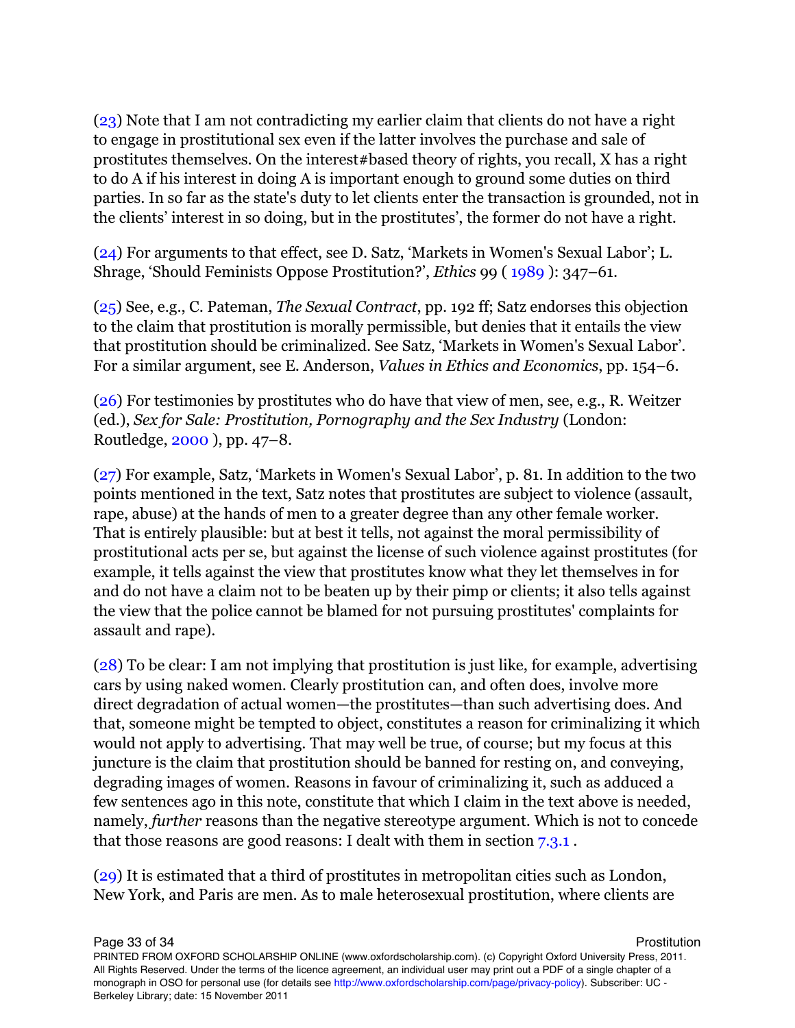(23) Note that I am not contradicting my earlier claim that clients do not have a right to engage in prostitutional sex even if the latter involves the purchase and sale of prostitutes themselves. On the interest#based theory of rights, you recall, X has a right to do A if his interest in doing A is important enough to ground some duties on third parties. In so far as the state's duty to let clients enter the transaction is grounded, not in the clients' interest in so doing, but in the prostitutes', the former do not have a right.

(24) For arguments to that effect, see D. Satz, 'Markets in Women's Sexual Labor'; L. Shrage, 'Should Feminists Oppose Prostitution?', *Ethics* 99 ( 1989 ): 347–61.

(25) See, e.g., C. Pateman, *The Sexual Contract*, pp. 192 ff; Satz endorses this objection to the claim that prostitution is morally permissible, but denies that it entails the view that prostitution should be criminalized. See Satz, 'Markets in Women's Sexual Labor'. For a similar argument, see E. Anderson, *Values in Ethics and Economics*, pp. 154–6.

(26) For testimonies by prostitutes who do have that view of men, see, e.g., R. Weitzer (ed.), *Sex for Sale: Prostitution, Pornography and the Sex Industry* (London: Routledge, 2000 ), pp. 47–8.

(27) For example, Satz, 'Markets in Women's Sexual Labor', p. 81. In addition to the two points mentioned in the text, Satz notes that prostitutes are subject to violence (assault, rape, abuse) at the hands of men to a greater degree than any other female worker. That is entirely plausible: but at best it tells, not against the moral permissibility of prostitutional acts per se, but against the license of such violence against prostitutes (for example, it tells against the view that prostitutes know what they let themselves in for and do not have a claim not to be beaten up by their pimp or clients; it also tells against the view that the police cannot be blamed for not pursuing prostitutes' complaints for assault and rape).

(28) To be clear: I am not implying that prostitution is just like, for example, advertising cars by using naked women. Clearly prostitution can, and often does, involve more direct degradation of actual women—the prostitutes—than such advertising does. And that, someone might be tempted to object, constitutes a reason for criminalizing it which would not apply to advertising. That may well be true, of course; but my focus at this juncture is the claim that prostitution should be banned for resting on, and conveying, degrading images of women. Reasons in favour of criminalizing it, such as adduced a few sentences ago in this note, constitute that which I claim in the text above is needed, namely, *further* reasons than the negative stereotype argument. Which is not to concede that those reasons are good reasons: I dealt with them in section 7.3.1 .

(29) It is estimated that a third of prostitutes in metropolitan cities such as London, New York, and Paris are men. As to male heterosexual prostitution, where clients are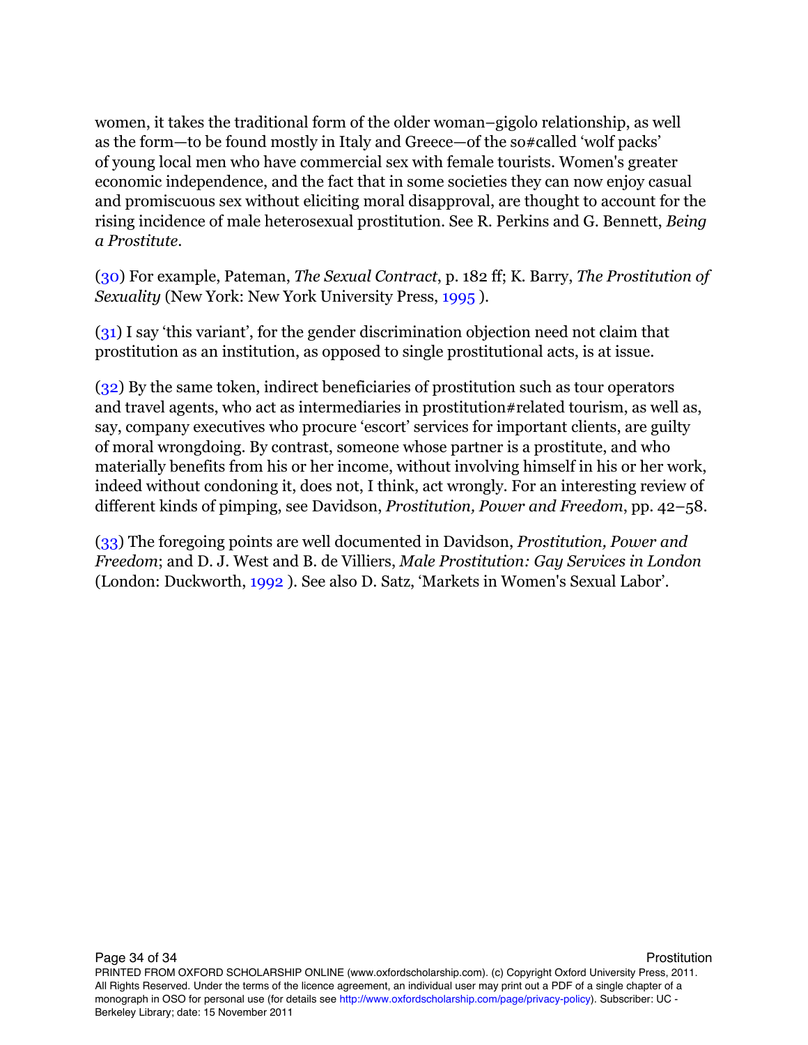women, it takes the traditional form of the older woman–gigolo relationship, as well as the form—to be found mostly in Italy and Greece—of the so#called 'wolf packs' of young local men who have commercial sex with female tourists. Women's greater economic independence, and the fact that in some societies they can now enjoy casual and promiscuous sex without eliciting moral disapproval, are thought to account for the rising incidence of male heterosexual prostitution. See R. Perkins and G. Bennett, *Being a Prostitute*.

(30) For example, Pateman, *The Sexual Contract*, p. 182 ff; K. Barry, *The Prostitution of Sexuality* (New York: New York University Press, 1995 ).

(31) I say 'this variant', for the gender discrimination objection need not claim that prostitution as an institution, as opposed to single prostitutional acts, is at issue.

(32) By the same token, indirect beneficiaries of prostitution such as tour operators and travel agents, who act as intermediaries in prostitution#related tourism, as well as, say, company executives who procure 'escort' services for important clients, are guilty of moral wrongdoing. By contrast, someone whose partner is a prostitute, and who materially benefits from his or her income, without involving himself in his or her work, indeed without condoning it, does not, I think, act wrongly. For an interesting review of different kinds of pimping, see Davidson, *Prostitution, Power and Freedom*, pp. 42–58.

(33) The foregoing points are well documented in Davidson, *Prostitution, Power and Freedom*; and D. J. West and B. de Villiers, *Male Prostitution: Gay Services in London* (London: Duckworth, 1992 ). See also D. Satz, 'Markets in Women's Sexual Labor'.